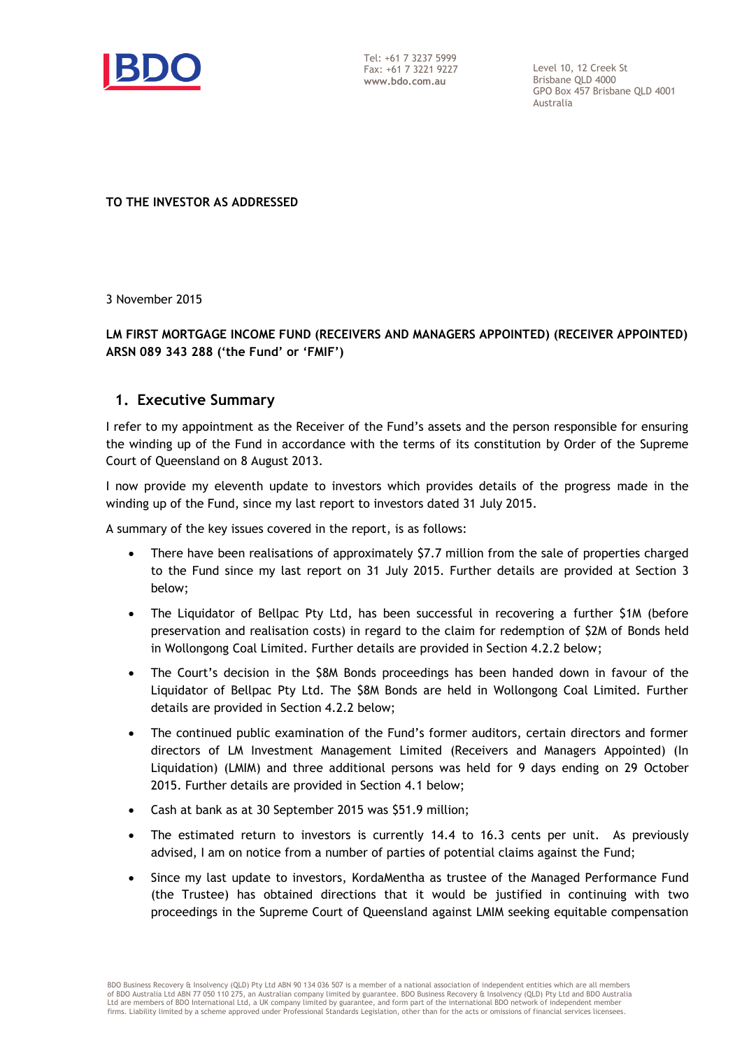Tel: +61 7 3237 5999
Fax: +61 7 3221 9227
www.bdo.com.au

Level 10, 12 Creek St
Brisbane QLD 4000
GPO Box 457 Brisbane QLD 4001
Australia

**TO THE INVESTOR AS ADDRESSED**

3 November 2015

**LM FIRST MORTGAGE INCOME FUND (RECEIVERS AND MANAGERS APPOINTED) (RECEIVER APPOINTED) ARSN 089 343 288 ('the Fund' or 'FMIF')**

## 1. Executive Summary

I refer to my appointment as the Receiver of the Fund's assets and the person responsible for ensuring the winding up of the Fund in accordance with the terms of its constitution by Order of the Supreme Court of Queensland on 8 August 2013.

I now provide my eleventh update to investors which provides details of the progress made in the winding up of the Fund, since my last report to investors dated 31 July 2015.

A summary of the key issues covered in the report, is as follows:

- There have been realisations of approximately $7.7 million from the sale of properties charged to the Fund since my last report on 31 July 2015. Further details are provided at Section 3 below;
- The Liquidator of Bellpac Pty Ltd, has been successful in recovering a further $1M (before preservation and realisation costs) in regard to the claim for redemption of $2M of Bonds held in Wollongong Coal Limited. Further details are provided in Section 4.2.2 below;
- The Court's decision in the $8M Bonds proceedings has been handed down in favour of the Liquidator of Bellpac Pty Ltd. The $8M Bonds are held in Wollongong Coal Limited. Further details are provided in Section 4.2.2 below;
- The continued public examination of the Fund's former auditors, certain directors and former directors of LM Investment Management Limited (Receivers and Managers Appointed) (In Liquidation) (LMIM) and three additional persons was held for 9 days ending on 29 October 2015. Further details are provided in Section 4.1 below;
- Cash at bank as at 30 September 2015 was $51.9 million;
- The estimated return to investors is currently 14.4 to 16.3 cents per unit. As previously advised, I am on notice from a number of parties of potential claims against the Fund;
- Since my last update to investors, KordaMentha as trustee of the Managed Performance Fund (the Trustee) has obtained directions that it would be justified in continuing with two proceedings in the Supreme Court of Queensland against LMIM seeking equitable compensation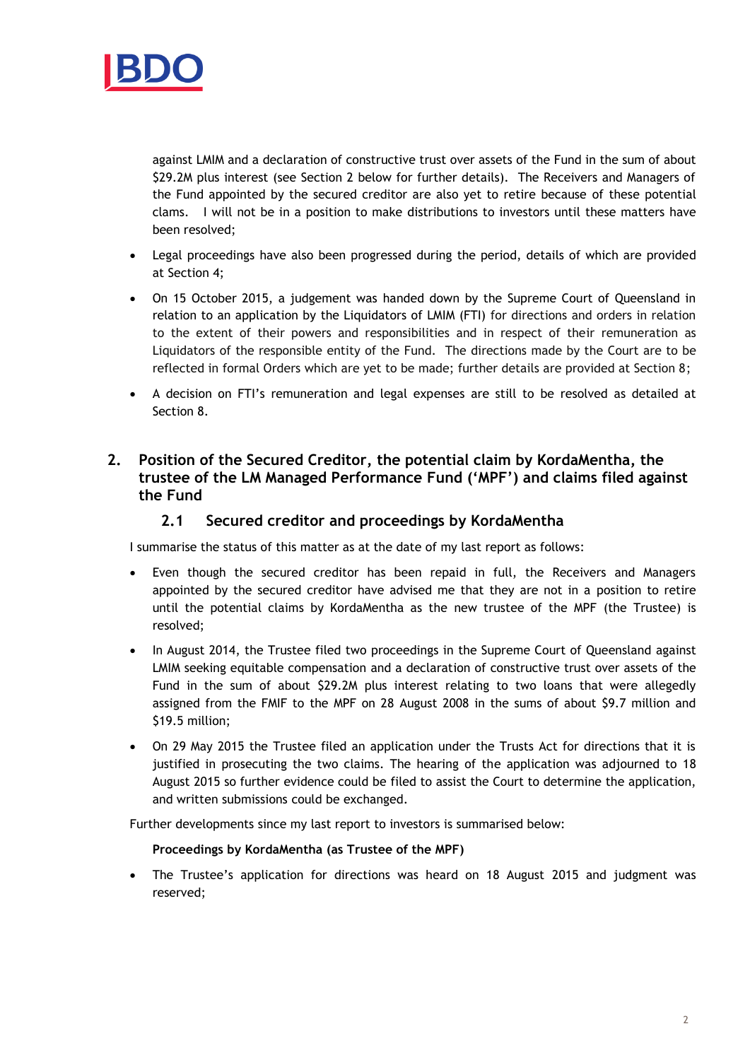against LMIM and a declaration of constructive trust over assets of the Fund in the sum of about $29.2M plus interest (see Section 2 below for further details). The Receivers and Managers of the Fund appointed by the secured creditor are also yet to retire because of these potential clams. I will not be in a position to make distributions to investors until these matters have been resolved;

- Legal proceedings have also been progressed during the period, details of which are provided at Section 4;
- On 15 October 2015, a judgement was handed down by the Supreme Court of Queensland in relation to an application by the Liquidators of LMIM (FTI) for directions and orders in relation to the extent of their powers and responsibilities and in respect of their remuneration as Liquidators of the responsible entity of the Fund. The directions made by the Court are to be reflected in formal Orders which are yet to be made; further details are provided at Section 8;
- A decision on FTI's remuneration and legal expenses are still to be resolved as detailed at Section 8.

## 2. Position of the Secured Creditor, the potential claim by KordaMentha, the trustee of the LM Managed Performance Fund ('MPF') and claims filed against the Fund

### 2.1 Secured creditor and proceedings by KordaMentha

I summarise the status of this matter as at the date of my last report as follows:

- Even though the secured creditor has been repaid in full, the Receivers and Managers appointed by the secured creditor have advised me that they are not in a position to retire until the potential claims by KordaMentha as the new trustee of the MPF (the Trustee) is resolved;
- In August 2014, the Trustee filed two proceedings in the Supreme Court of Queensland against LMIM seeking equitable compensation and a declaration of constructive trust over assets of the Fund in the sum of about $29.2M plus interest relating to two loans that were allegedly assigned from the FMIF to the MPF on 28 August 2008 in the sums of about $9.7 million and $19.5 million;
- On 29 May 2015 the Trustee filed an application under the Trusts Act for directions that it is justified in prosecuting the two claims. The hearing of the application was adjourned to 18 August 2015 so further evidence could be filed to assist the Court to determine the application, and written submissions could be exchanged.

Further developments since my last report to investors is summarised below:

**Proceedings by KordaMentha (as Trustee of the MPF)**

- The Trustee's application for directions was heard on 18 August 2015 and judgment was reserved;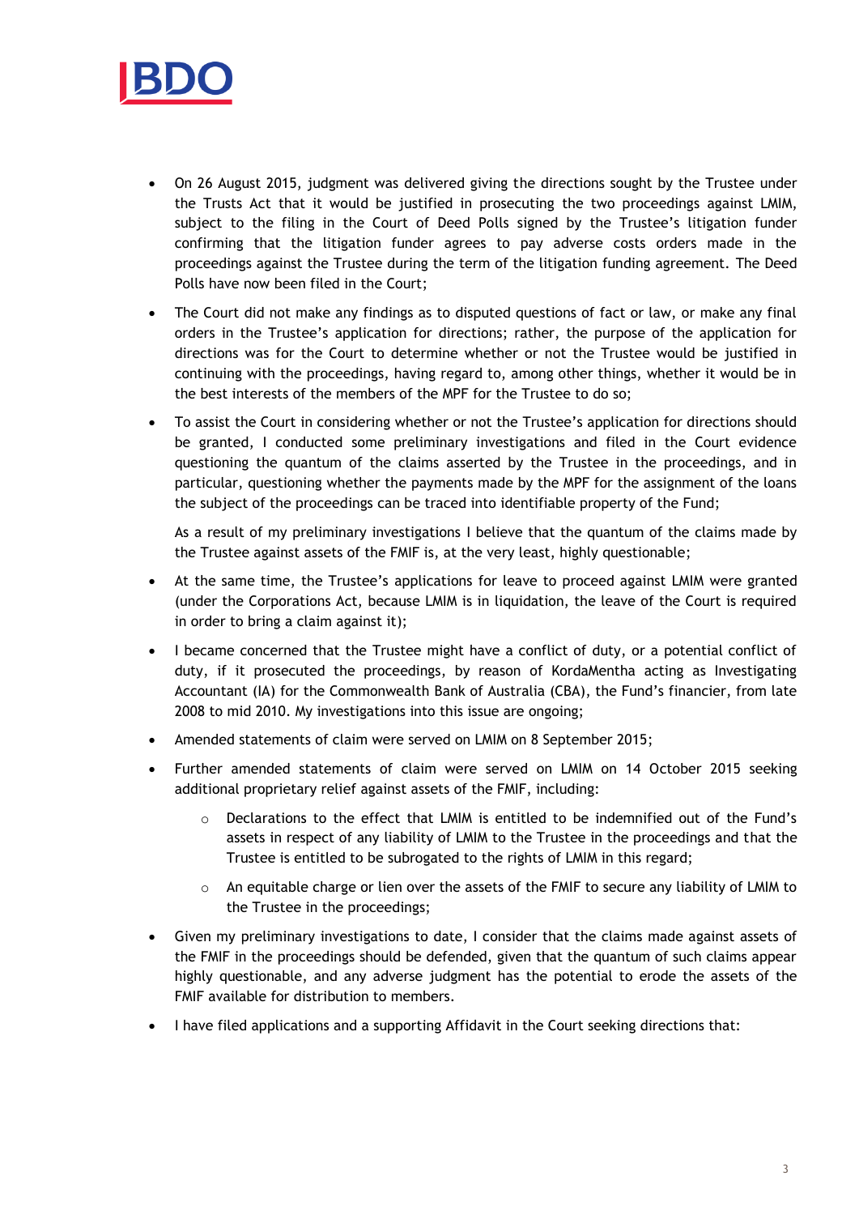- On 26 August 2015, judgment was delivered giving the directions sought by the Trustee under the Trusts Act that it would be justified in prosecuting the two proceedings against LMIM, subject to the filing in the Court of Deed Polls signed by the Trustee's litigation funder confirming that the litigation funder agrees to pay adverse costs orders made in the proceedings against the Trustee during the term of the litigation funding agreement. The Deed Polls have now been filed in the Court;
- The Court did not make any findings as to disputed questions of fact or law, or make any final orders in the Trustee's application for directions; rather, the purpose of the application for directions was for the Court to determine whether or not the Trustee would be justified in continuing with the proceedings, having regard to, among other things, whether it would be in the best interests of the members of the MPF for the Trustee to do so;
- To assist the Court in considering whether or not the Trustee's application for directions should be granted, I conducted some preliminary investigations and filed in the Court evidence questioning the quantum of the claims asserted by the Trustee in the proceedings, and in particular, questioning whether the payments made by the MPF for the assignment of the loans the subject of the proceedings can be traced into identifiable property of the Fund;

  As a result of my preliminary investigations I believe that the quantum of the claims made by the Trustee against assets of the FMIF is, at the very least, highly questionable;
- At the same time, the Trustee's applications for leave to proceed against LMIM were granted (under the Corporations Act, because LMIM is in liquidation, the leave of the Court is required in order to bring a claim against it);
- I became concerned that the Trustee might have a conflict of duty, or a potential conflict of duty, if it prosecuted the proceedings, by reason of KordaMentha acting as Investigating Accountant (IA) for the Commonwealth Bank of Australia (CBA), the Fund's financier, from late 2008 to mid 2010. My investigations into this issue are ongoing;
- Amended statements of claim were served on LMIM on 8 September 2015;
- Further amended statements of claim were served on LMIM on 14 October 2015 seeking additional proprietary relief against assets of the FMIF, including:
  - Declarations to the effect that LMIM is entitled to be indemnified out of the Fund's assets in respect of any liability of LMIM to the Trustee in the proceedings and that the Trustee is entitled to be subrogated to the rights of LMIM in this regard;
  - An equitable charge or lien over the assets of the FMIF to secure any liability of LMIM to the Trustee in the proceedings;
- Given my preliminary investigations to date, I consider that the claims made against assets of the FMIF in the proceedings should be defended, given that the quantum of such claims appear highly questionable, and any adverse judgment has the potential to erode the assets of the FMIF available for distribution to members.
- I have filed applications and a supporting Affidavit in the Court seeking directions that: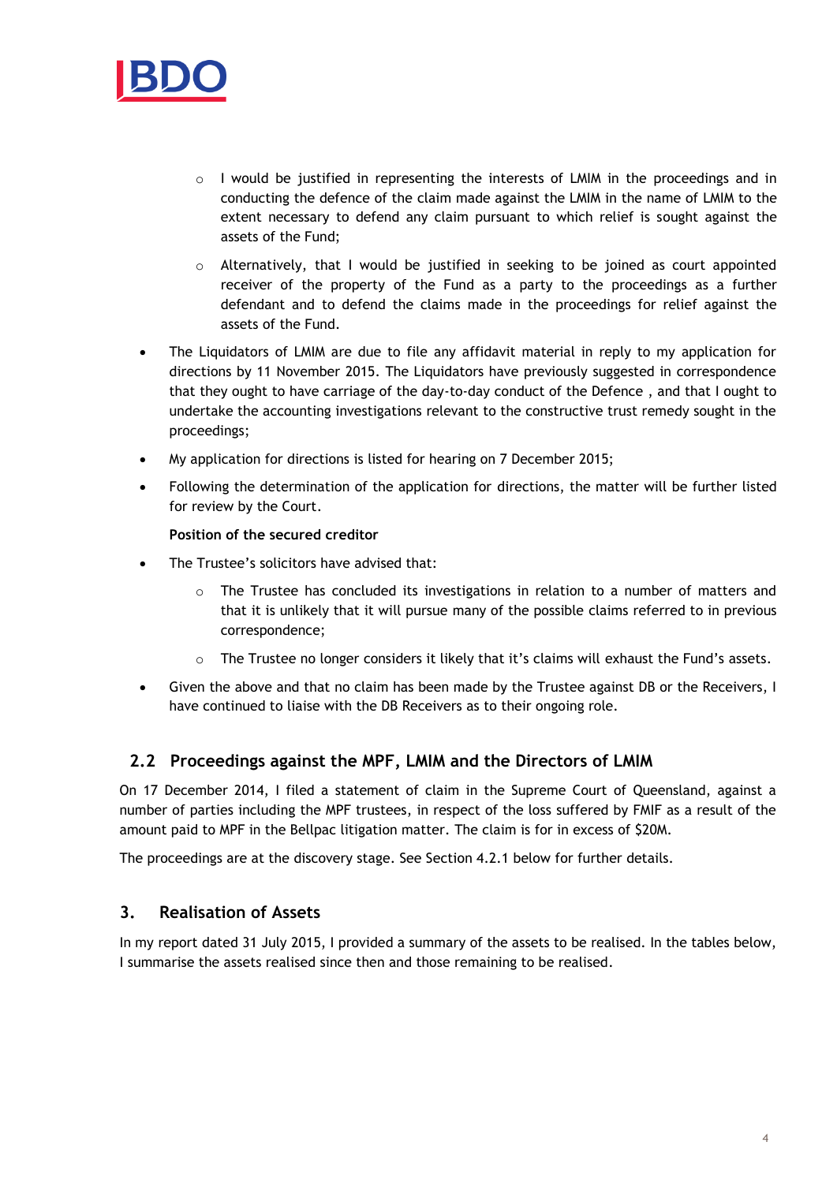- I would be justified in representing the interests of LMIM in the proceedings and in conducting the defence of the claim made against the LMIM in the name of LMIM to the extent necessary to defend any claim pursuant to which relief is sought against the assets of the Fund;
  - Alternatively, that I would be justified in seeking to be joined as court appointed receiver of the property of the Fund as a party to the proceedings as a further defendant and to defend the claims made in the proceedings for relief against the assets of the Fund.
- The Liquidators of LMIM are due to file any affidavit material in reply to my application for directions by 11 November 2015. The Liquidators have previously suggested in correspondence that they ought to have carriage of the day-to-day conduct of the Defence , and that I ought to undertake the accounting investigations relevant to the constructive trust remedy sought in the proceedings;
- My application for directions is listed for hearing on 7 December 2015;
- Following the determination of the application for directions, the matter will be further listed for review by the Court.

**Position of the secured creditor**

- The Trustee's solicitors have advised that:
  - The Trustee has concluded its investigations in relation to a number of matters and that it is unlikely that it will pursue many of the possible claims referred to in previous correspondence;
  - The Trustee no longer considers it likely that it's claims will exhaust the Fund's assets.
- Given the above and that no claim has been made by the Trustee against DB or the Receivers, I have continued to liaise with the DB Receivers as to their ongoing role.

### 2.2 Proceedings against the MPF, LMIM and the Directors of LMIM

On 17 December 2014, I filed a statement of claim in the Supreme Court of Queensland, against a number of parties including the MPF trustees, in respect of the loss suffered by FMIF as a result of the amount paid to MPF in the Bellpac litigation matter. The claim is for in excess of $20M.

The proceedings are at the discovery stage. See Section 4.2.1 below for further details.

## 3. Realisation of Assets

In my report dated 31 July 2015, I provided a summary of the assets to be realised. In the tables below, I summarise the assets realised since then and those remaining to be realised.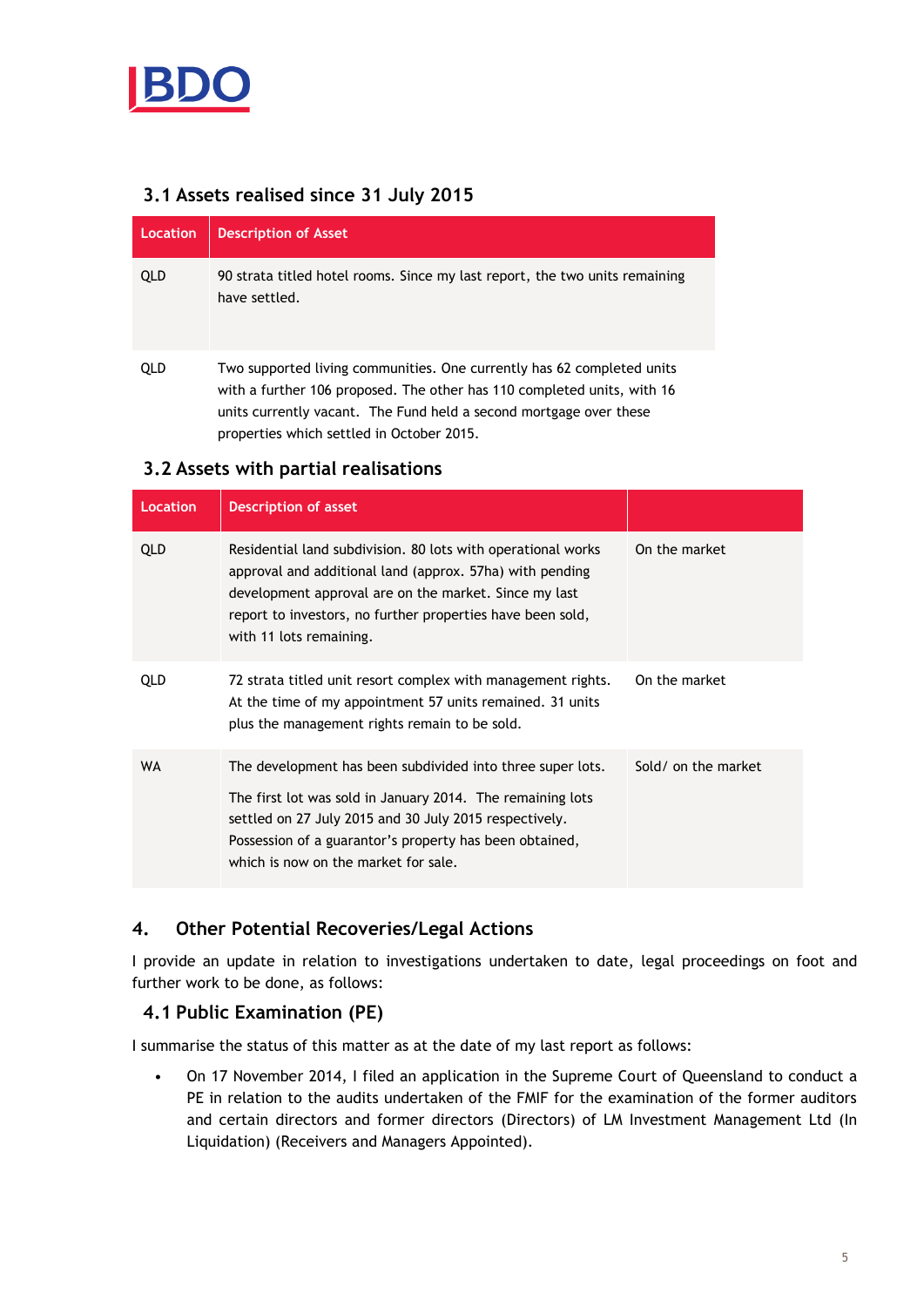### 3.1 Assets realised since 31 July 2015

| Location | Description of Asset |
|---|---|
| QLD | 90 strata titled hotel rooms. Since my last report, the two units remaining have settled. |
| QLD | Two supported living communities. One currently has 62 completed units with a further 106 proposed. The other has 110 completed units, with 16 units currently vacant. The Fund held a second mortgage over these properties which settled in October 2015. |

### 3.2 Assets with partial realisations

| Location | Description of asset | |
|---|---|---|
| QLD | Residential land subdivision. 80 lots with operational works approval and additional land (approx. 57ha) with pending development approval are on the market. Since my last report to investors, no further properties have been sold, with 11 lots remaining. | On the market |
| QLD | 72 strata titled unit resort complex with management rights. At the time of my appointment 57 units remained. 31 units plus the management rights remain to be sold. | On the market |
| WA | The development has been subdivided into three super lots. The first lot was sold in January 2014. The remaining lots settled on 27 July 2015 and 30 July 2015 respectively. Possession of a guarantor's property has been obtained, which is now on the market for sale. | Sold/ on the market |

## 4. Other Potential Recoveries/Legal Actions

I provide an update in relation to investigations undertaken to date, legal proceedings on foot and further work to be done, as follows:

### 4.1 Public Examination (PE)

I summarise the status of this matter as at the date of my last report as follows:

- On 17 November 2014, I filed an application in the Supreme Court of Queensland to conduct a PE in relation to the audits undertaken of the FMIF for the examination of the former auditors and certain directors and former directors (Directors) of LM Investment Management Ltd (In Liquidation) (Receivers and Managers Appointed).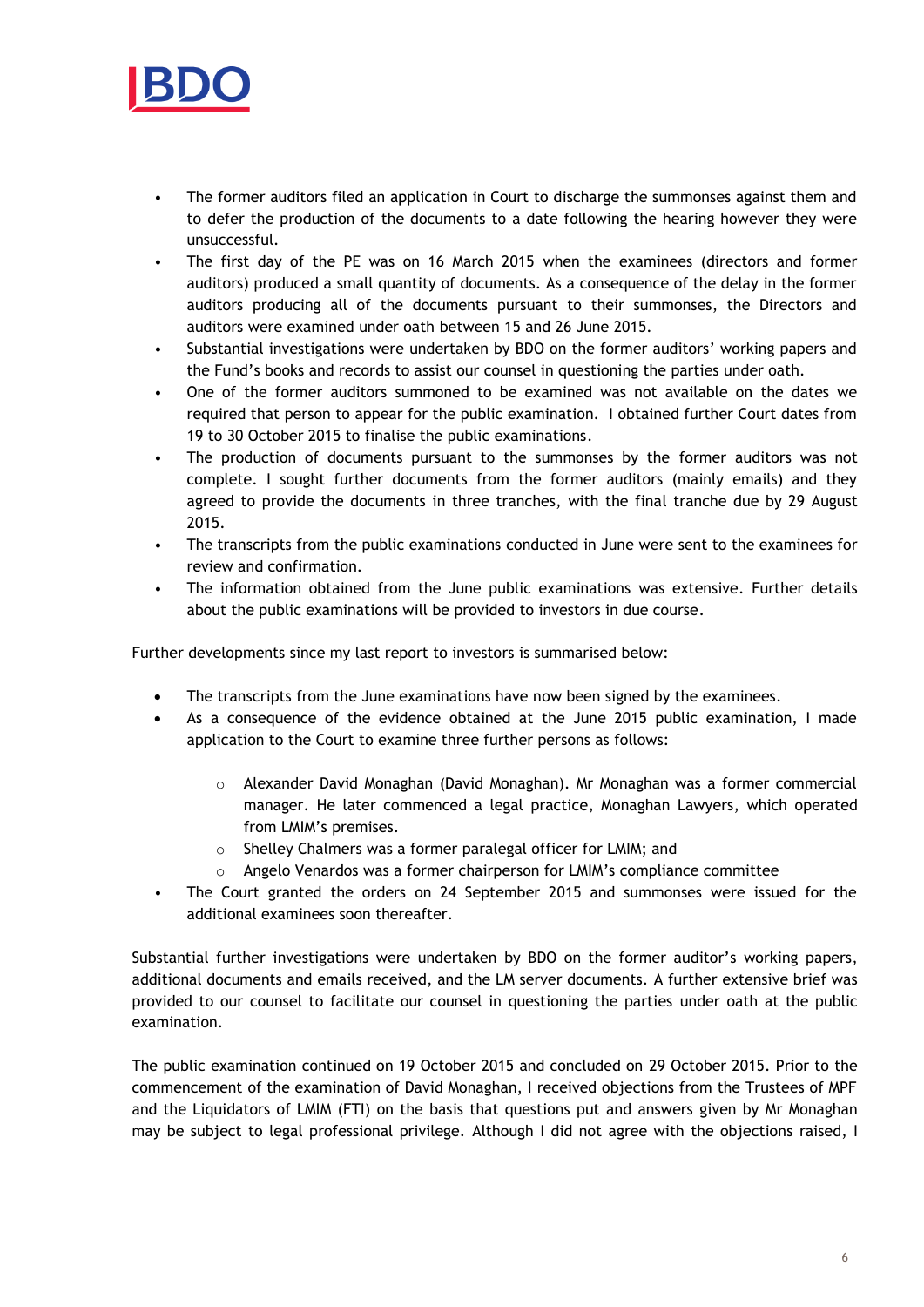- The former auditors filed an application in Court to discharge the summonses against them and to defer the production of the documents to a date following the hearing however they were unsuccessful.
- The first day of the PE was on 16 March 2015 when the examinees (directors and former auditors) produced a small quantity of documents. As a consequence of the delay in the former auditors producing all of the documents pursuant to their summonses, the Directors and auditors were examined under oath between 15 and 26 June 2015.
- Substantial investigations were undertaken by BDO on the former auditors' working papers and the Fund's books and records to assist our counsel in questioning the parties under oath.
- One of the former auditors summoned to be examined was not available on the dates we required that person to appear for the public examination. I obtained further Court dates from 19 to 30 October 2015 to finalise the public examinations.
- The production of documents pursuant to the summonses by the former auditors was not complete. I sought further documents from the former auditors (mainly emails) and they agreed to provide the documents in three tranches, with the final tranche due by 29 August 2015.
- The transcripts from the public examinations conducted in June were sent to the examinees for review and confirmation.
- The information obtained from the June public examinations was extensive. Further details about the public examinations will be provided to investors in due course.

Further developments since my last report to investors is summarised below:

- The transcripts from the June examinations have now been signed by the examinees.
- As a consequence of the evidence obtained at the June 2015 public examination, I made application to the Court to examine three further persons as follows:
    - Alexander David Monaghan (David Monaghan). Mr Monaghan was a former commercial manager. He later commenced a legal practice, Monaghan Lawyers, which operated from LMIM's premises.
    - Shelley Chalmers was a former paralegal officer for LMIM; and
    - Angelo Venardos was a former chairperson for LMIM's compliance committee
- The Court granted the orders on 24 September 2015 and summonses were issued for the additional examinees soon thereafter.

Substantial further investigations were undertaken by BDO on the former auditor's working papers, additional documents and emails received, and the LM server documents. A further extensive brief was provided to our counsel to facilitate our counsel in questioning the parties under oath at the public examination.

The public examination continued on 19 October 2015 and concluded on 29 October 2015. Prior to the commencement of the examination of David Monaghan, I received objections from the Trustees of MPF and the Liquidators of LMIM (FTI) on the basis that questions put and answers given by Mr Monaghan may be subject to legal professional privilege. Although I did not agree with the objections raised, I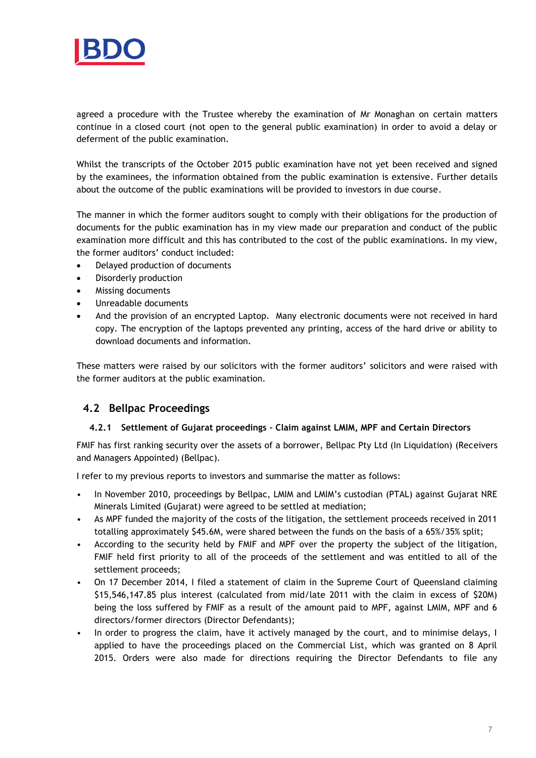agreed a procedure with the Trustee whereby the examination of Mr Monaghan on certain matters continue in a closed court (not open to the general public examination) in order to avoid a delay or deferment of the public examination.

Whilst the transcripts of the October 2015 public examination have not yet been received and signed by the examinees, the information obtained from the public examination is extensive. Further details about the outcome of the public examinations will be provided to investors in due course.

The manner in which the former auditors sought to comply with their obligations for the production of documents for the public examination has in my view made our preparation and conduct of the public examination more difficult and this has contributed to the cost of the public examinations. In my view, the former auditors' conduct included:

- Delayed production of documents
- Disorderly production
- Missing documents
- Unreadable documents
- And the provision of an encrypted Laptop. Many electronic documents were not received in hard copy. The encryption of the laptops prevented any printing, access of the hard drive or ability to download documents and information.

These matters were raised by our solicitors with the former auditors' solicitors and were raised with the former auditors at the public examination.

## 4.2 Bellpac Proceedings

### 4.2.1 Settlement of Gujarat proceedings – Claim against LMIM, MPF and Certain Directors

FMIF has first ranking security over the assets of a borrower, Bellpac Pty Ltd (In Liquidation) (Receivers and Managers Appointed) (Bellpac).

I refer to my previous reports to investors and summarise the matter as follows:

- In November 2010, proceedings by Bellpac, LMIM and LMIM's custodian (PTAL) against Gujarat NRE Minerals Limited (Gujarat) were agreed to be settled at mediation;
- As MPF funded the majority of the costs of the litigation, the settlement proceeds received in 2011 totalling approximately $45.6M, were shared between the funds on the basis of a 65%/35% split;
- According to the security held by FMIF and MPF over the property the subject of the litigation, FMIF held first priority to all of the proceeds of the settlement and was entitled to all of the settlement proceeds;
- On 17 December 2014, I filed a statement of claim in the Supreme Court of Queensland claiming $15,546,147.85 plus interest (calculated from mid/late 2011 with the claim in excess of $20M) being the loss suffered by FMIF as a result of the amount paid to MPF, against LMIM, MPF and 6 directors/former directors (Director Defendants);
- In order to progress the claim, have it actively managed by the court, and to minimise delays, I applied to have the proceedings placed on the Commercial List, which was granted on 8 April 2015. Orders were also made for directions requiring the Director Defendants to file any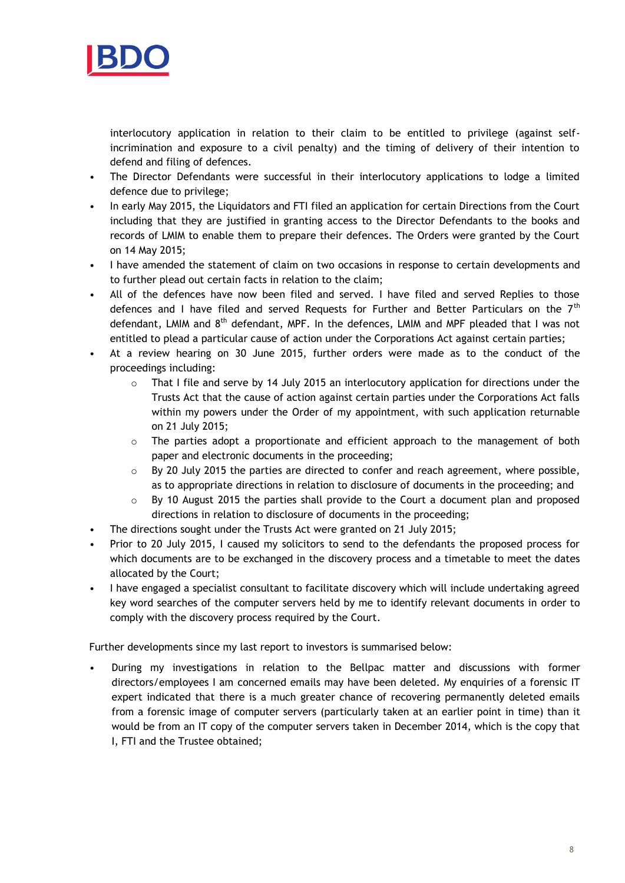interlocutory application in relation to their claim to be entitled to privilege (against self-incrimination and exposure to a civil penalty) and the timing of delivery of their intention to defend and filing of defences.

- The Director Defendants were successful in their interlocutory applications to lodge a limited defence due to privilege;
- In early May 2015, the Liquidators and FTI filed an application for certain Directions from the Court including that they are justified in granting access to the Director Defendants to the books and records of LMIM to enable them to prepare their defences. The Orders were granted by the Court on 14 May 2015;
- I have amended the statement of claim on two occasions in response to certain developments and to further plead out certain facts in relation to the claim;
- All of the defences have now been filed and served. I have filed and served Replies to those defences and I have filed and served Requests for Further and Better Particulars on the 7th defendant, LMIM and 8th defendant, MPF. In the defences, LMIM and MPF pleaded that I was not entitled to plead a particular cause of action under the Corporations Act against certain parties;
- At a review hearing on 30 June 2015, further orders were made as to the conduct of the proceedings including:
    - That I file and serve by 14 July 2015 an interlocutory application for directions under the Trusts Act that the cause of action against certain parties under the Corporations Act falls within my powers under the Order of my appointment, with such application returnable on 21 July 2015;
    - The parties adopt a proportionate and efficient approach to the management of both paper and electronic documents in the proceeding;
    - By 20 July 2015 the parties are directed to confer and reach agreement, where possible, as to appropriate directions in relation to disclosure of documents in the proceeding; and
    - By 10 August 2015 the parties shall provide to the Court a document plan and proposed directions in relation to disclosure of documents in the proceeding;
- The directions sought under the Trusts Act were granted on 21 July 2015;
- Prior to 20 July 2015, I caused my solicitors to send to the defendants the proposed process for which documents are to be exchanged in the discovery process and a timetable to meet the dates allocated by the Court;
- I have engaged a specialist consultant to facilitate discovery which will include undertaking agreed key word searches of the computer servers held by me to identify relevant documents in order to comply with the discovery process required by the Court.

Further developments since my last report to investors is summarised below:

- During my investigations in relation to the Bellpac matter and discussions with former directors/employees I am concerned emails may have been deleted. My enquiries of a forensic IT expert indicated that there is a much greater chance of recovering permanently deleted emails from a forensic image of computer servers (particularly taken at an earlier point in time) than it would be from an IT copy of the computer servers taken in December 2014, which is the copy that I, FTI and the Trustee obtained;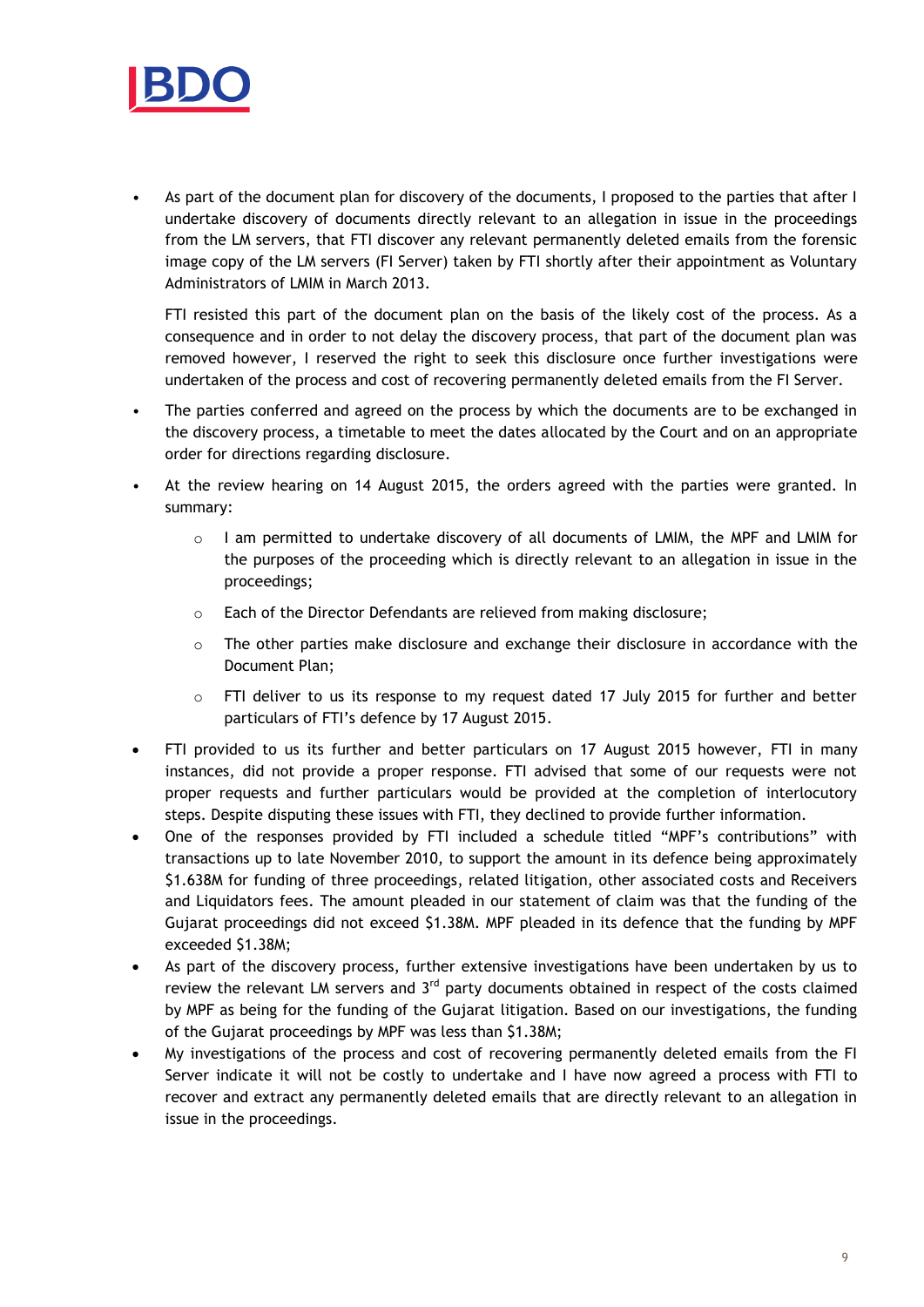- As part of the document plan for discovery of the documents, I proposed to the parties that after I undertake discovery of documents directly relevant to an allegation in issue in the proceedings from the LM servers, that FTI discover any relevant permanently deleted emails from the forensic image copy of the LM servers (FI Server) taken by FTI shortly after their appointment as Voluntary Administrators of LMIM in March 2013.

  FTI resisted this part of the document plan on the basis of the likely cost of the process. As a consequence and in order to not delay the discovery process, that part of the document plan was removed however, I reserved the right to seek this disclosure once further investigations were undertaken of the process and cost of recovering permanently deleted emails from the FI Server.

- The parties conferred and agreed on the process by which the documents are to be exchanged in the discovery process, a timetable to meet the dates allocated by the Court and on an appropriate order for directions regarding disclosure.
- At the review hearing on 14 August 2015, the orders agreed with the parties were granted. In summary:
  - I am permitted to undertake discovery of all documents of LMIM, the MPF and LMIM for the purposes of the proceeding which is directly relevant to an allegation in issue in the proceedings;
  - Each of the Director Defendants are relieved from making disclosure;
  - The other parties make disclosure and exchange their disclosure in accordance with the Document Plan;
  - FTI deliver to us its response to my request dated 17 July 2015 for further and better particulars of FTI's defence by 17 August 2015.
- FTI provided to us its further and better particulars on 17 August 2015 however, FTI in many instances, did not provide a proper response. FTI advised that some of our requests were not proper requests and further particulars would be provided at the completion of interlocutory steps. Despite disputing these issues with FTI, they declined to provide further information.
- One of the responses provided by FTI included a schedule titled "MPF's contributions" with transactions up to late November 2010, to support the amount in its defence being approximately $1.638M for funding of three proceedings, related litigation, other associated costs and Receivers and Liquidators fees. The amount pleaded in our statement of claim was that the funding of the Gujarat proceedings did not exceed $1.38M. MPF pleaded in its defence that the funding by MPF exceeded $1.38M;
- As part of the discovery process, further extensive investigations have been undertaken by us to review the relevant LM servers and 3rd party documents obtained in respect of the costs claimed by MPF as being for the funding of the Gujarat litigation. Based on our investigations, the funding of the Gujarat proceedings by MPF was less than $1.38M;
- My investigations of the process and cost of recovering permanently deleted emails from the FI Server indicate it will not be costly to undertake and I have now agreed a process with FTI to recover and extract any permanently deleted emails that are directly relevant to an allegation in issue in the proceedings.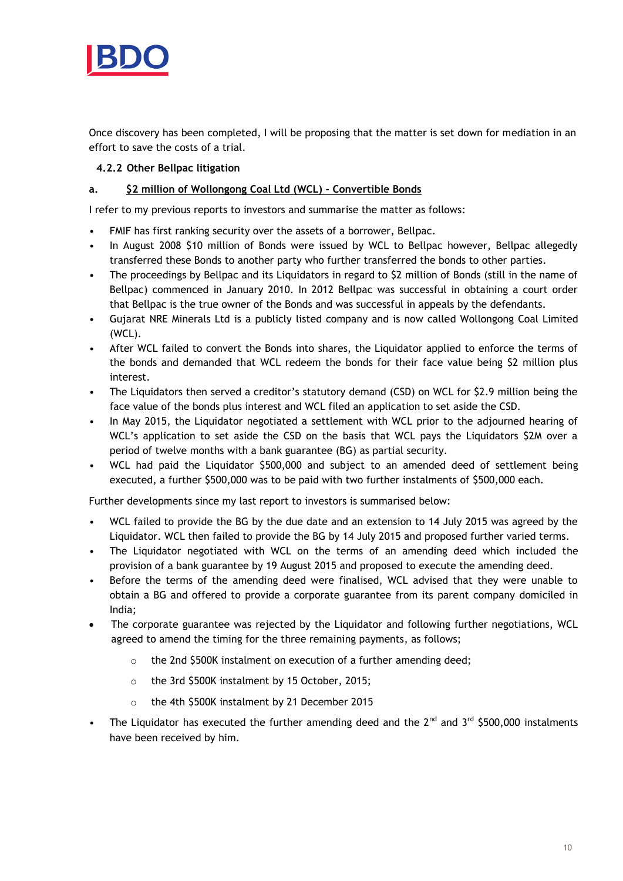Once discovery has been completed, I will be proposing that the matter is set down for mediation in an effort to save the costs of a trial.

### 4.2.2 Other Bellpac litigation

**a. <u>$2 million of Wollongong Coal Ltd (WCL) - Convertible Bonds</u>**

I refer to my previous reports to investors and summarise the matter as follows:

- FMIF has first ranking security over the assets of a borrower, Bellpac.
- In August 2008 $10 million of Bonds were issued by WCL to Bellpac however, Bellpac allegedly transferred these Bonds to another party who further transferred the bonds to other parties.
- The proceedings by Bellpac and its Liquidators in regard to $2 million of Bonds (still in the name of Bellpac) commenced in January 2010. In 2012 Bellpac was successful in obtaining a court order that Bellpac is the true owner of the Bonds and was successful in appeals by the defendants.
- Gujarat NRE Minerals Ltd is a publicly listed company and is now called Wollongong Coal Limited (WCL).
- After WCL failed to convert the Bonds into shares, the Liquidator applied to enforce the terms of the bonds and demanded that WCL redeem the bonds for their face value being $2 million plus interest.
- The Liquidators then served a creditor's statutory demand (CSD) on WCL for $2.9 million being the face value of the bonds plus interest and WCL filed an application to set aside the CSD.
- In May 2015, the Liquidator negotiated a settlement with WCL prior to the adjourned hearing of WCL's application to set aside the CSD on the basis that WCL pays the Liquidators $2M over a period of twelve months with a bank guarantee (BG) as partial security.
- WCL had paid the Liquidator $500,000 and subject to an amended deed of settlement being executed, a further $500,000 was to be paid with two further instalments of $500,000 each.

Further developments since my last report to investors is summarised below:

- WCL failed to provide the BG by the due date and an extension to 14 July 2015 was agreed by the Liquidator. WCL then failed to provide the BG by 14 July 2015 and proposed further varied terms.
- The Liquidator negotiated with WCL on the terms of an amending deed which included the provision of a bank guarantee by 19 August 2015 and proposed to execute the amending deed.
- Before the terms of the amending deed were finalised, WCL advised that they were unable to obtain a BG and offered to provide a corporate guarantee from its parent company domiciled in India;
- The corporate guarantee was rejected by the Liquidator and following further negotiations, WCL agreed to amend the timing for the three remaining payments, as follows;
    - the 2nd $500K instalment on execution of a further amending deed;
    - the 3rd $500K instalment by 15 October, 2015;
    - the 4th $500K instalment by 21 December 2015
- The Liquidator has executed the further amending deed and the 2nd and 3rd $500,000 instalments have been received by him.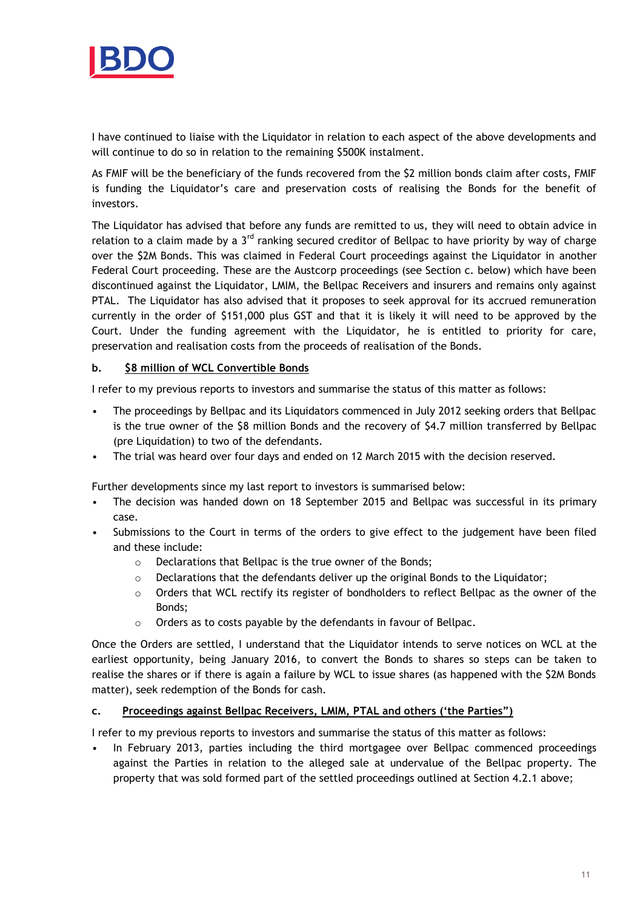I have continued to liaise with the Liquidator in relation to each aspect of the above developments and will continue to do so in relation to the remaining $500K instalment.

As FMIF will be the beneficiary of the funds recovered from the $2 million bonds claim after costs, FMIF is funding the Liquidator's care and preservation costs of realising the Bonds for the benefit of investors.

The Liquidator has advised that before any funds are remitted to us, they will need to obtain advice in relation to a claim made by a 3rd ranking secured creditor of Bellpac to have priority by way of charge over the $2M Bonds. This was claimed in Federal Court proceedings against the Liquidator in another Federal Court proceeding. These are the Austcorp proceedings (see Section c. below) which have been discontinued against the Liquidator, LMIM, the Bellpac Receivers and insurers and remains only against PTAL. The Liquidator has also advised that it proposes to seek approval for its accrued remuneration currently in the order of $151,000 plus GST and that it is likely it will need to be approved by the Court. Under the funding agreement with the Liquidator, he is entitled to priority for care, preservation and realisation costs from the proceeds of realisation of the Bonds.

#### b. <u>$8 million of WCL Convertible Bonds</u>

I refer to my previous reports to investors and summarise the status of this matter as follows:

- The proceedings by Bellpac and its Liquidators commenced in July 2012 seeking orders that Bellpac is the true owner of the $8 million Bonds and the recovery of $4.7 million transferred by Bellpac (pre Liquidation) to two of the defendants.
- The trial was heard over four days and ended on 12 March 2015 with the decision reserved.

Further developments since my last report to investors is summarised below:

- The decision was handed down on 18 September 2015 and Bellpac was successful in its primary case.
- Submissions to the Court in terms of the orders to give effect to the judgement have been filed and these include:
  - Declarations that Bellpac is the true owner of the Bonds;
  - Declarations that the defendants deliver up the original Bonds to the Liquidator;
  - Orders that WCL rectify its register of bondholders to reflect Bellpac as the owner of the Bonds;
  - Orders as to costs payable by the defendants in favour of Bellpac.

Once the Orders are settled, I understand that the Liquidator intends to serve notices on WCL at the earliest opportunity, being January 2016, to convert the Bonds to shares so steps can be taken to realise the shares or if there is again a failure by WCL to issue shares (as happened with the $2M Bonds matter), seek redemption of the Bonds for cash.

#### c. <u>Proceedings against Bellpac Receivers, LMIM, PTAL and others ('the Parties")</u>

I refer to my previous reports to investors and summarise the status of this matter as follows:

- In February 2013, parties including the third mortgagee over Bellpac commenced proceedings against the Parties in relation to the alleged sale at undervalue of the Bellpac property. The property that was sold formed part of the settled proceedings outlined at Section 4.2.1 above;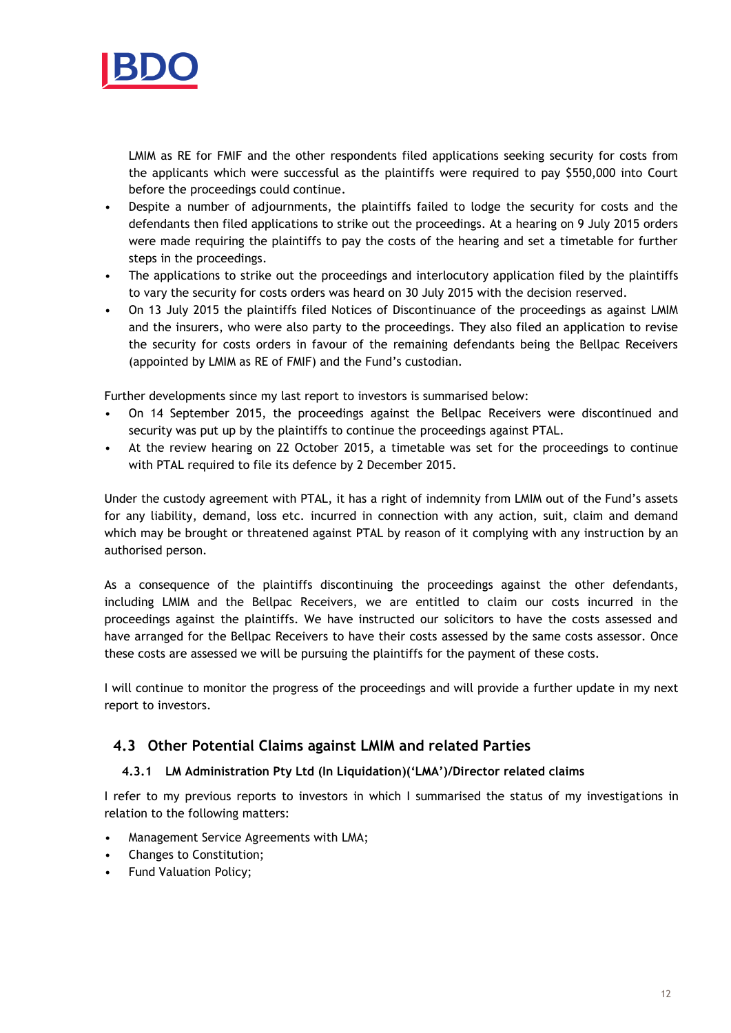LMIM as RE for FMIF and the other respondents filed applications seeking security for costs from the applicants which were successful as the plaintiffs were required to pay $550,000 into Court before the proceedings could continue.

- Despite a number of adjournments, the plaintiffs failed to lodge the security for costs and the defendants then filed applications to strike out the proceedings. At a hearing on 9 July 2015 orders were made requiring the plaintiffs to pay the costs of the hearing and set a timetable for further steps in the proceedings.
- The applications to strike out the proceedings and interlocutory application filed by the plaintiffs to vary the security for costs orders was heard on 30 July 2015 with the decision reserved.
- On 13 July 2015 the plaintiffs filed Notices of Discontinuance of the proceedings as against LMIM and the insurers, who were also party to the proceedings. They also filed an application to revise the security for costs orders in favour of the remaining defendants being the Bellpac Receivers (appointed by LMIM as RE of FMIF) and the Fund's custodian.

Further developments since my last report to investors is summarised below:

- On 14 September 2015, the proceedings against the Bellpac Receivers were discontinued and security was put up by the plaintiffs to continue the proceedings against PTAL.
- At the review hearing on 22 October 2015, a timetable was set for the proceedings to continue with PTAL required to file its defence by 2 December 2015.

Under the custody agreement with PTAL, it has a right of indemnity from LMIM out of the Fund's assets for any liability, demand, loss etc. incurred in connection with any action, suit, claim and demand which may be brought or threatened against PTAL by reason of it complying with any instruction by an authorised person.

As a consequence of the plaintiffs discontinuing the proceedings against the other defendants, including LMIM and the Bellpac Receivers, we are entitled to claim our costs incurred in the proceedings against the plaintiffs. We have instructed our solicitors to have the costs assessed and have arranged for the Bellpac Receivers to have their costs assessed by the same costs assessor. Once these costs are assessed we will be pursuing the plaintiffs for the payment of these costs.

I will continue to monitor the progress of the proceedings and will provide a further update in my next report to investors.

## 4.3 Other Potential Claims against LMIM and related Parties

### 4.3.1 LM Administration Pty Ltd (In Liquidation)('LMA')/Director related claims

I refer to my previous reports to investors in which I summarised the status of my investigations in relation to the following matters:

- Management Service Agreements with LMA;
- Changes to Constitution;
- Fund Valuation Policy;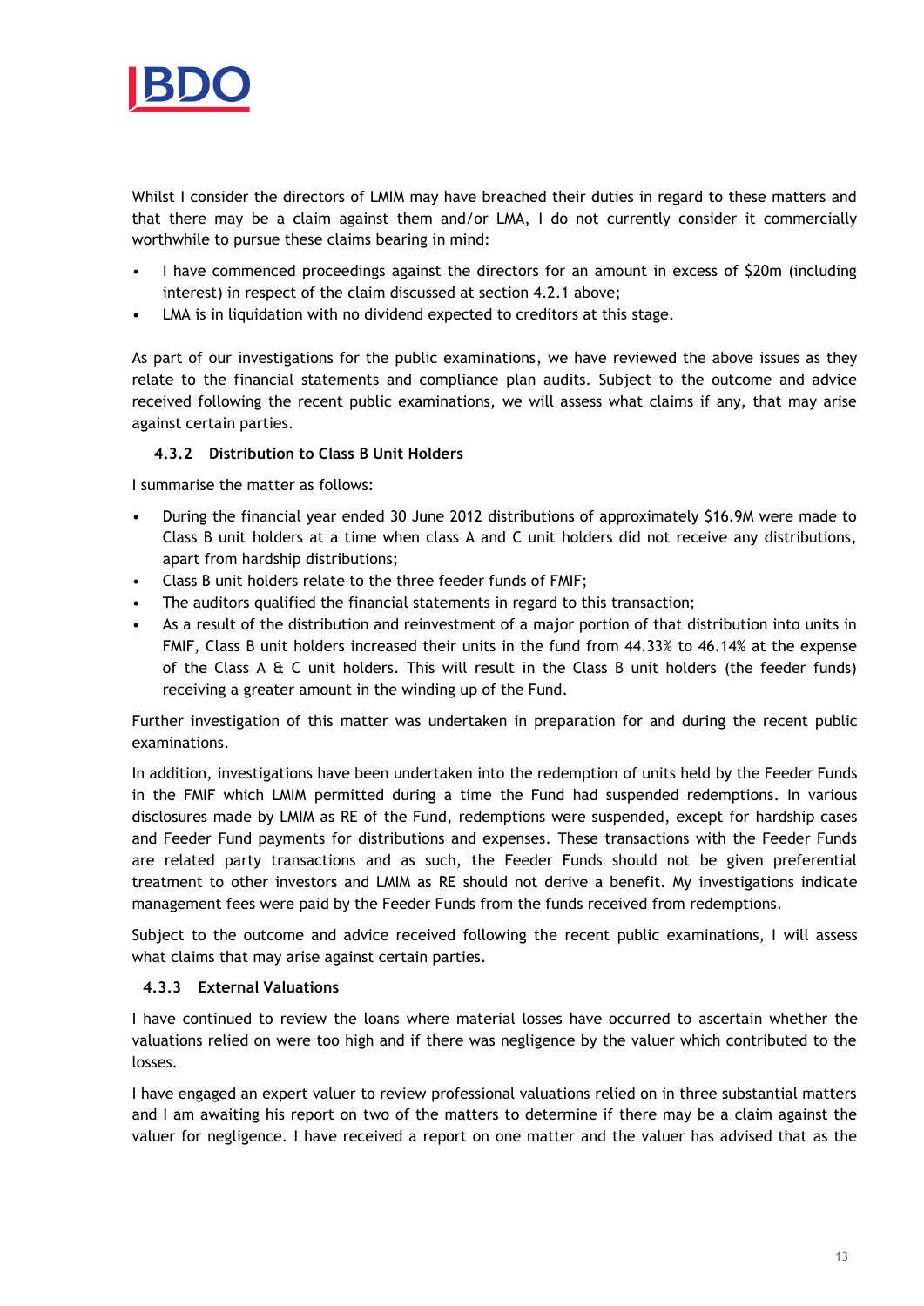Whilst I consider the directors of LMIM may have breached their duties in regard to these matters and that there may be a claim against them and/or LMA, I do not currently consider it commercially worthwhile to pursue these claims bearing in mind:

- I have commenced proceedings against the directors for an amount in excess of $20m (including interest) in respect of the claim discussed at section 4.2.1 above;
- LMA is in liquidation with no dividend expected to creditors at this stage.

As part of our investigations for the public examinations, we have reviewed the above issues as they relate to the financial statements and compliance plan audits. Subject to the outcome and advice received following the recent public examinations, we will assess what claims if any, that may arise against certain parties.

### 4.3.2 Distribution to Class B Unit Holders

I summarise the matter as follows:

- During the financial year ended 30 June 2012 distributions of approximately $16.9M were made to Class B unit holders at a time when class A and C unit holders did not receive any distributions, apart from hardship distributions;
- Class B unit holders relate to the three feeder funds of FMIF;
- The auditors qualified the financial statements in regard to this transaction;
- As a result of the distribution and reinvestment of a major portion of that distribution into units in FMIF, Class B unit holders increased their units in the fund from 44.33% to 46.14% at the expense of the Class A & C unit holders. This will result in the Class B unit holders (the feeder funds) receiving a greater amount in the winding up of the Fund.

Further investigation of this matter was undertaken in preparation for and during the recent public examinations.

In addition, investigations have been undertaken into the redemption of units held by the Feeder Funds in the FMIF which LMIM permitted during a time the Fund had suspended redemptions. In various disclosures made by LMIM as RE of the Fund, redemptions were suspended, except for hardship cases and Feeder Fund payments for distributions and expenses. These transactions with the Feeder Funds are related party transactions and as such, the Feeder Funds should not be given preferential treatment to other investors and LMIM as RE should not derive a benefit. My investigations indicate management fees were paid by the Feeder Funds from the funds received from redemptions.

Subject to the outcome and advice received following the recent public examinations, I will assess what claims that may arise against certain parties.

### 4.3.3 External Valuations

I have continued to review the loans where material losses have occurred to ascertain whether the valuations relied on were too high and if there was negligence by the valuer which contributed to the losses.

I have engaged an expert valuer to review professional valuations relied on in three substantial matters and I am awaiting his report on two of the matters to determine if there may be a claim against the valuer for negligence. I have received a report on one matter and the valuer has advised that as the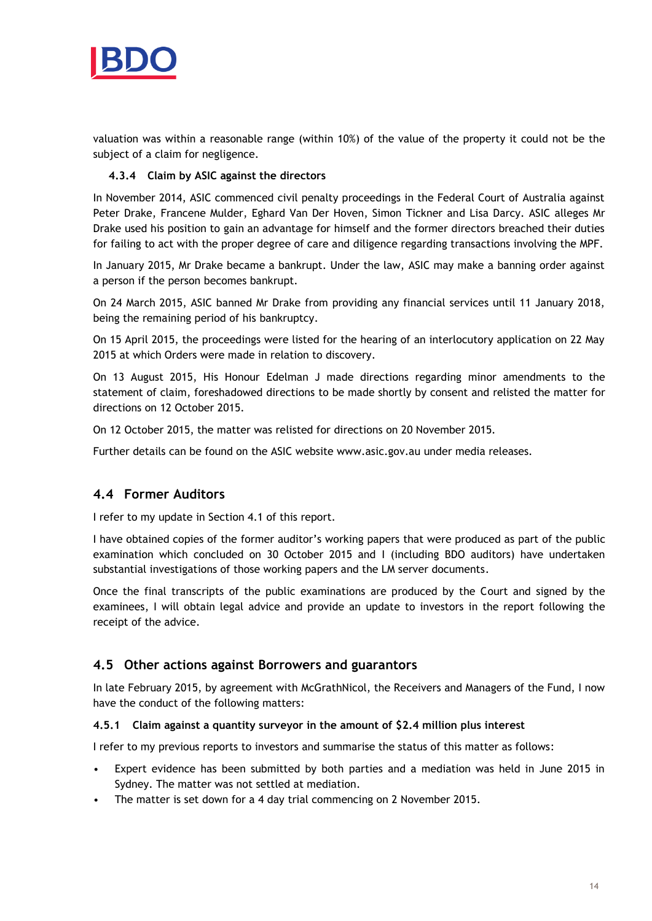valuation was within a reasonable range (within 10%) of the value of the property it could not be the subject of a claim for negligence.

#### 4.3.4 Claim by ASIC against the directors

In November 2014, ASIC commenced civil penalty proceedings in the Federal Court of Australia against Peter Drake, Francene Mulder, Eghard Van Der Hoven, Simon Tickner and Lisa Darcy. ASIC alleges Mr Drake used his position to gain an advantage for himself and the former directors breached their duties for failing to act with the proper degree of care and diligence regarding transactions involving the MPF.

In January 2015, Mr Drake became a bankrupt. Under the law, ASIC may make a banning order against a person if the person becomes bankrupt.

On 24 March 2015, ASIC banned Mr Drake from providing any financial services until 11 January 2018, being the remaining period of his bankruptcy.

On 15 April 2015, the proceedings were listed for the hearing of an interlocutory application on 22 May 2015 at which Orders were made in relation to discovery.

On 13 August 2015, His Honour Edelman J made directions regarding minor amendments to the statement of claim, foreshadowed directions to be made shortly by consent and relisted the matter for directions on 12 October 2015.

On 12 October 2015, the matter was relisted for directions on 20 November 2015.

Further details can be found on the ASIC website www.asic.gov.au under media releases.

## 4.4 Former Auditors

I refer to my update in Section 4.1 of this report.

I have obtained copies of the former auditor's working papers that were produced as part of the public examination which concluded on 30 October 2015 and I (including BDO auditors) have undertaken substantial investigations of those working papers and the LM server documents.

Once the final transcripts of the public examinations are produced by the Court and signed by the examinees, I will obtain legal advice and provide an update to investors in the report following the receipt of the advice.

## 4.5 Other actions against Borrowers and guarantors

In late February 2015, by agreement with McGrathNicol, the Receivers and Managers of the Fund, I now have the conduct of the following matters:

#### 4.5.1 Claim against a quantity surveyor in the amount of $2.4 million plus interest

I refer to my previous reports to investors and summarise the status of this matter as follows:

- Expert evidence has been submitted by both parties and a mediation was held in June 2015 in Sydney. The matter was not settled at mediation.
- The matter is set down for a 4 day trial commencing on 2 November 2015.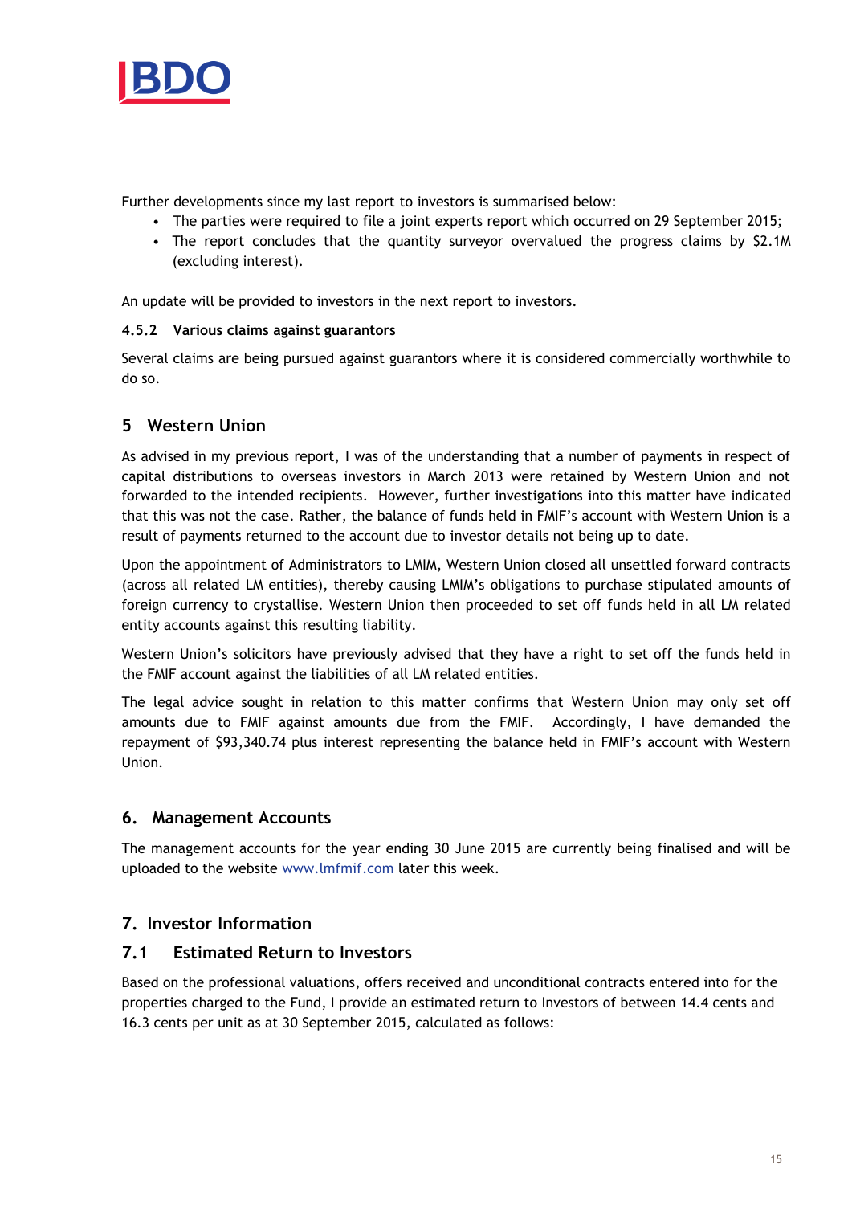Further developments since my last report to investors is summarised below:

- The parties were required to file a joint experts report which occurred on 29 September 2015;
- The report concludes that the quantity surveyor overvalued the progress claims by $2.1M (excluding interest).

An update will be provided to investors in the next report to investors.

#### 4.5.2 Various claims against guarantors

Several claims are being pursued against guarantors where it is considered commercially worthwhile to do so.

## 5 Western Union

As advised in my previous report, I was of the understanding that a number of payments in respect of capital distributions to overseas investors in March 2013 were retained by Western Union and not forwarded to the intended recipients. However, further investigations into this matter have indicated that this was not the case. Rather, the balance of funds held in FMIF's account with Western Union is a result of payments returned to the account due to investor details not being up to date.

Upon the appointment of Administrators to LMIM, Western Union closed all unsettled forward contracts (across all related LM entities), thereby causing LMIM's obligations to purchase stipulated amounts of foreign currency to crystallise. Western Union then proceeded to set off funds held in all LM related entity accounts against this resulting liability.

Western Union's solicitors have previously advised that they have a right to set off the funds held in the FMIF account against the liabilities of all LM related entities.

The legal advice sought in relation to this matter confirms that Western Union may only set off amounts due to FMIF against amounts due from the FMIF. Accordingly, I have demanded the repayment of $93,340.74 plus interest representing the balance held in FMIF's account with Western Union.

## 6. Management Accounts

The management accounts for the year ending 30 June 2015 are currently being finalised and will be uploaded to the website www.lmfmif.com later this week.

## 7. Investor Information

### 7.1 Estimated Return to Investors

Based on the professional valuations, offers received and unconditional contracts entered into for the properties charged to the Fund, I provide an estimated return to Investors of between 14.4 cents and 16.3 cents per unit as at 30 September 2015, calculated as follows: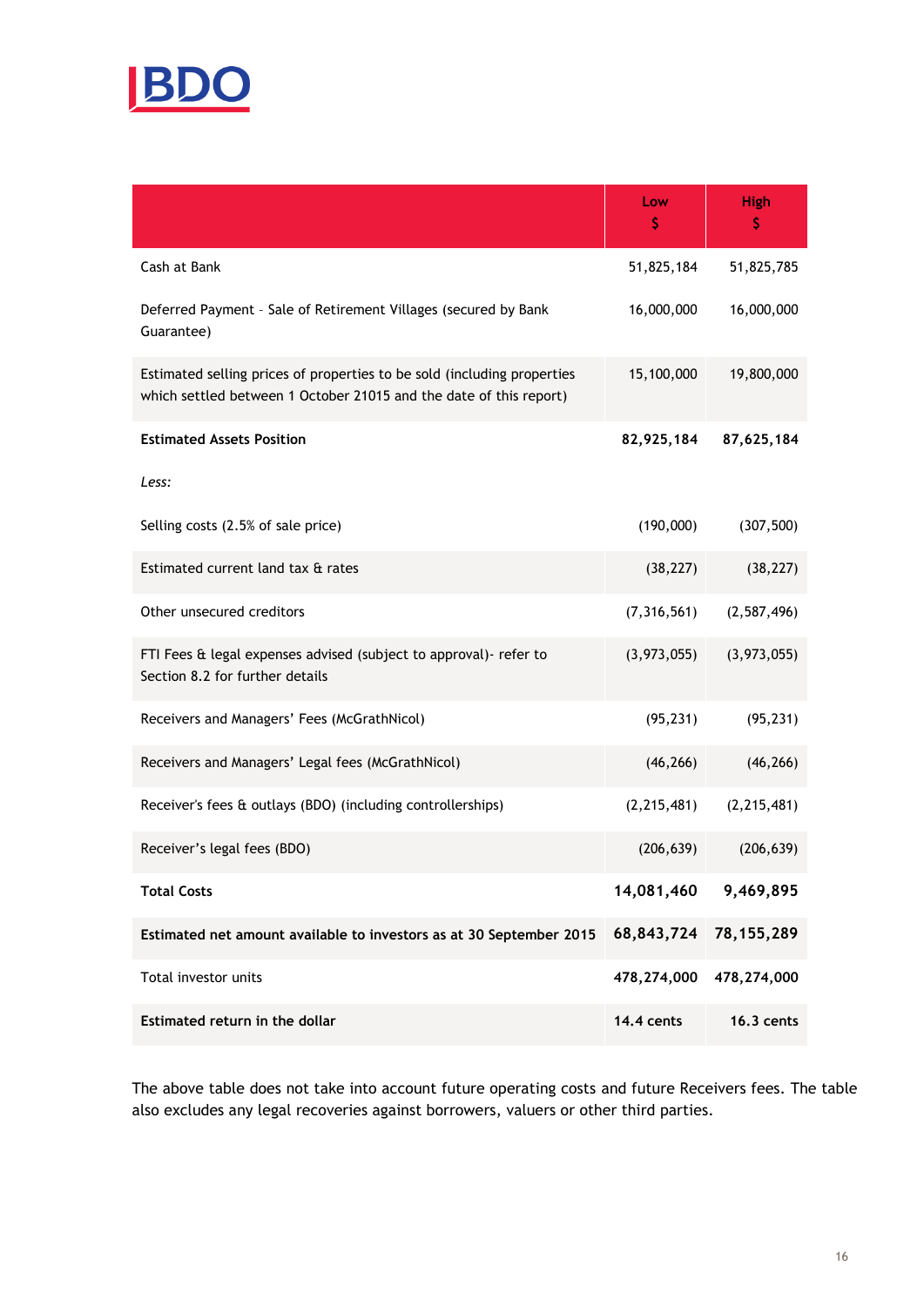| | Low $ | High $ |
|---|---|---|
| Cash at Bank | 51,825,184 | 51,825,785 |
| Deferred Payment - Sale of Retirement Villages (secured by Bank Guarantee) | 16,000,000 | 16,000,000 |
| Estimated selling prices of properties to be sold (including properties which settled between 1 October 21015 and the date of this report) | 15,100,000 | 19,800,000 |
| **Estimated Assets Position** | **82,925,184** | **87,625,184** |
| *Less:* | | |
| Selling costs (2.5% of sale price) | (190,000) | (307,500) |
| Estimated current land tax & rates | (38,227) | (38,227) |
| Other unsecured creditors | (7,316,561) | (2,587,496) |
| FTI Fees & legal expenses advised (subject to approval)- refer to Section 8.2 for further details | (3,973,055) | (3,973,055) |
| Receivers and Managers' Fees (McGrathNicol) | (95,231) | (95,231) |
| Receivers and Managers' Legal fees (McGrathNicol) | (46,266) | (46,266) |
| Receiver's fees & outlays (BDO) (including controllerships) | (2,215,481) | (2,215,481) |
| Receiver's legal fees (BDO) | (206,639) | (206,639) |
| **Total Costs** | **14,081,460** | **9,469,895** |
| **Estimated net amount available to investors as at 30 September 2015** | **68,843,724** | **78,155,289** |
| Total investor units | 478,274,000 | 478,274,000 |
| **Estimated return in the dollar** | **14.4 cents** | **16.3 cents** |

The above table does not take into account future operating costs and future Receivers fees. The table also excludes any legal recoveries against borrowers, valuers or other third parties.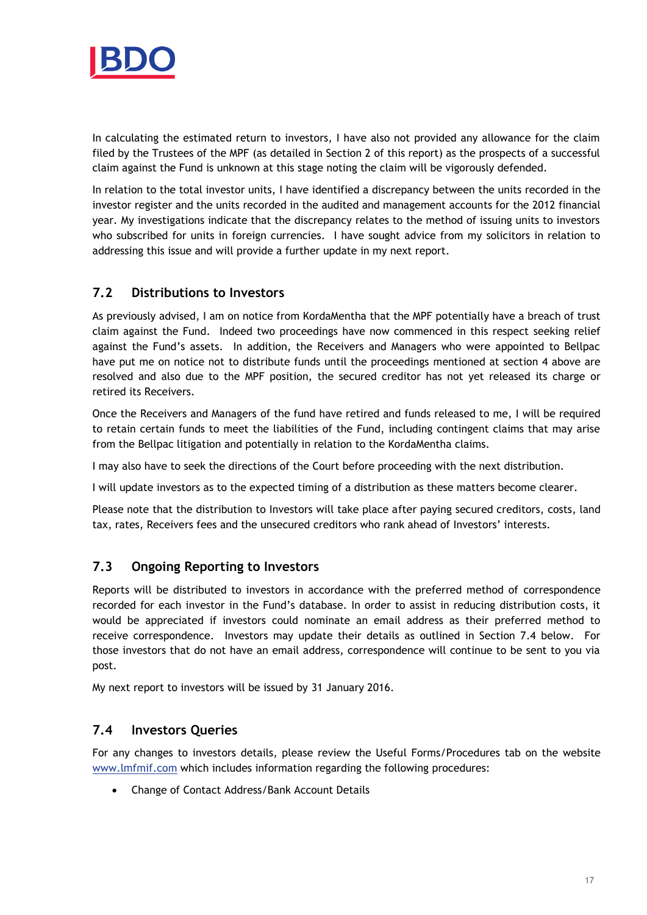In calculating the estimated return to investors, I have also not provided any allowance for the claim filed by the Trustees of the MPF (as detailed in Section 2 of this report) as the prospects of a successful claim against the Fund is unknown at this stage noting the claim will be vigorously defended.

In relation to the total investor units, I have identified a discrepancy between the units recorded in the investor register and the units recorded in the audited and management accounts for the 2012 financial year. My investigations indicate that the discrepancy relates to the method of issuing units to investors who subscribed for units in foreign currencies. I have sought advice from my solicitors in relation to addressing this issue and will provide a further update in my next report.

## 7.2 Distributions to Investors

As previously advised, I am on notice from KordaMentha that the MPF potentially have a breach of trust claim against the Fund. Indeed two proceedings have now commenced in this respect seeking relief against the Fund's assets. In addition, the Receivers and Managers who were appointed to Bellpac have put me on notice not to distribute funds until the proceedings mentioned at section 4 above are resolved and also due to the MPF position, the secured creditor has not yet released its charge or retired its Receivers.

Once the Receivers and Managers of the fund have retired and funds released to me, I will be required to retain certain funds to meet the liabilities of the Fund, including contingent claims that may arise from the Bellpac litigation and potentially in relation to the KordaMentha claims.

I may also have to seek the directions of the Court before proceeding with the next distribution.

I will update investors as to the expected timing of a distribution as these matters become clearer.

Please note that the distribution to Investors will take place after paying secured creditors, costs, land tax, rates, Receivers fees and the unsecured creditors who rank ahead of Investors' interests.

## 7.3 Ongoing Reporting to Investors

Reports will be distributed to investors in accordance with the preferred method of correspondence recorded for each investor in the Fund's database. In order to assist in reducing distribution costs, it would be appreciated if investors could nominate an email address as their preferred method to receive correspondence. Investors may update their details as outlined in Section 7.4 below. For those investors that do not have an email address, correspondence will continue to be sent to you via post.

My next report to investors will be issued by 31 January 2016.

## 7.4 Investors Queries

For any changes to investors details, please review the Useful Forms/Procedures tab on the website www.lmfmif.com which includes information regarding the following procedures:

- Change of Contact Address/Bank Account Details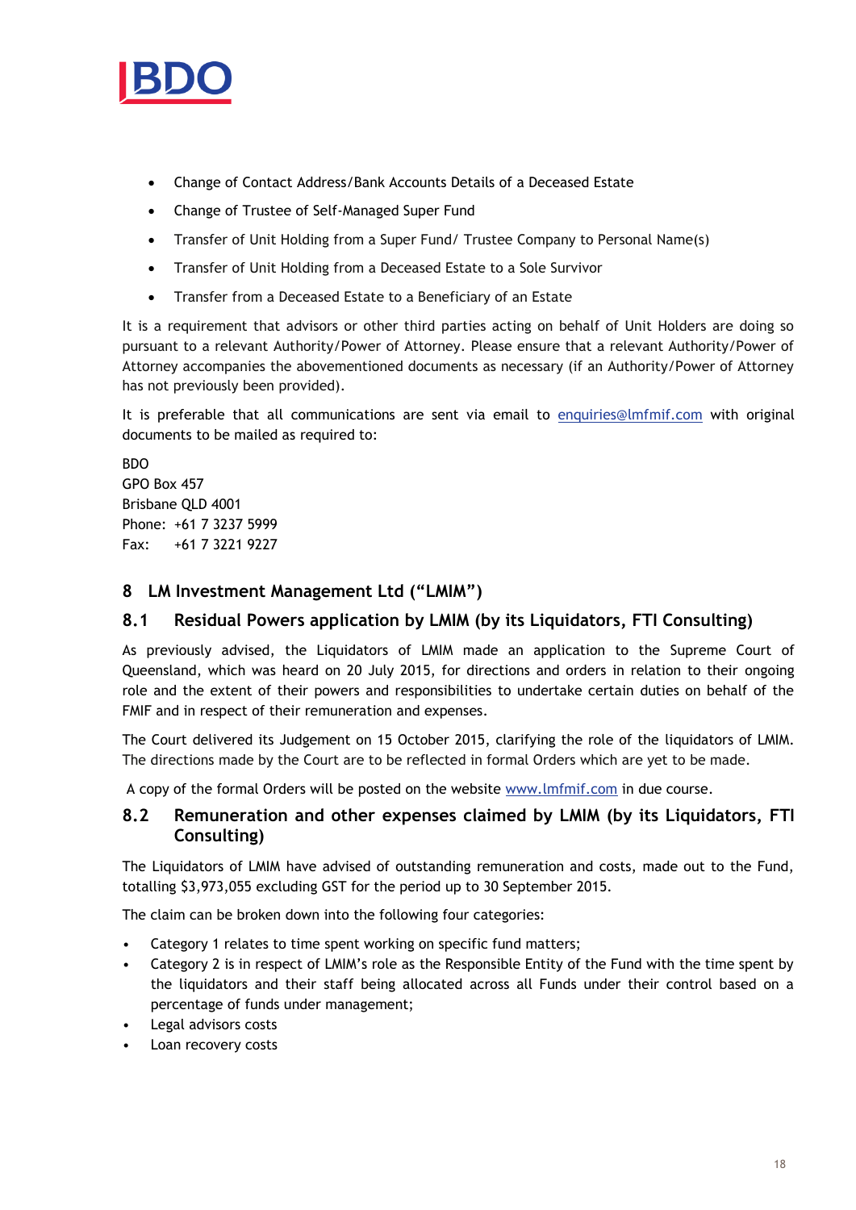- Change of Contact Address/Bank Accounts Details of a Deceased Estate
- Change of Trustee of Self-Managed Super Fund
- Transfer of Unit Holding from a Super Fund/ Trustee Company to Personal Name(s)
- Transfer of Unit Holding from a Deceased Estate to a Sole Survivor
- Transfer from a Deceased Estate to a Beneficiary of an Estate

It is a requirement that advisors or other third parties acting on behalf of Unit Holders are doing so pursuant to a relevant Authority/Power of Attorney. Please ensure that a relevant Authority/Power of Attorney accompanies the abovementioned documents as necessary (if an Authority/Power of Attorney has not previously been provided).

It is preferable that all communications are sent via email to enquiries@lmfmif.com with original documents to be mailed as required to:

BDO
GPO Box 457
Brisbane QLD 4001
Phone: +61 7 3237 5999
Fax: +61 7 3221 9227

## 8 LM Investment Management Ltd (“LMIM”)

### 8.1 Residual Powers application by LMIM (by its Liquidators, FTI Consulting)

As previously advised, the Liquidators of LMIM made an application to the Supreme Court of Queensland, which was heard on 20 July 2015, for directions and orders in relation to their ongoing role and the extent of their powers and responsibilities to undertake certain duties on behalf of the FMIF and in respect of their remuneration and expenses.

The Court delivered its Judgement on 15 October 2015, clarifying the role of the liquidators of LMIM. The directions made by the Court are to be reflected in formal Orders which are yet to be made.

A copy of the formal Orders will be posted on the website www.lmfmif.com in due course.

### 8.2 Remuneration and other expenses claimed by LMIM (by its Liquidators, FTI Consulting)

The Liquidators of LMIM have advised of outstanding remuneration and costs, made out to the Fund, totalling $3,973,055 excluding GST for the period up to 30 September 2015.

The claim can be broken down into the following four categories:

- Category 1 relates to time spent working on specific fund matters;
- Category 2 is in respect of LMIM’s role as the Responsible Entity of the Fund with the time spent by the liquidators and their staff being allocated across all Funds under their control based on a percentage of funds under management;
- Legal advisors costs
- Loan recovery costs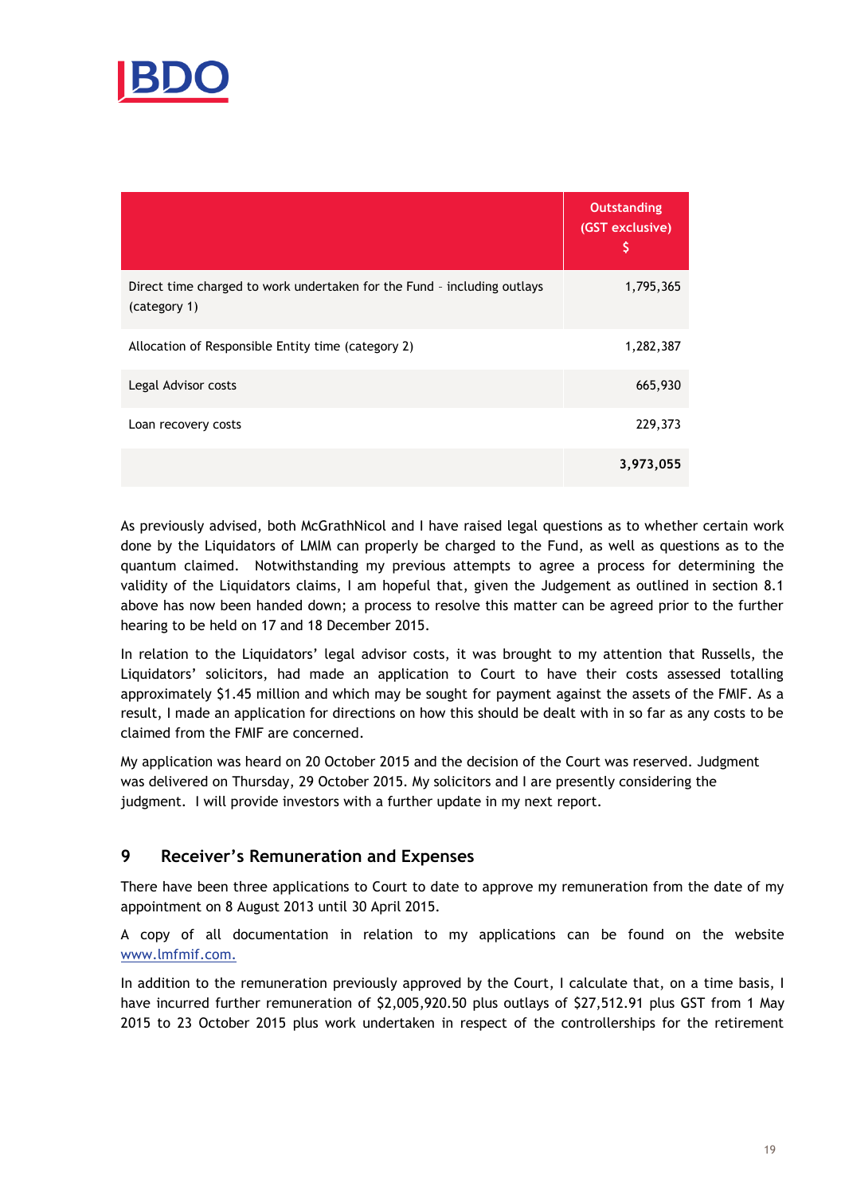| | Outstanding (GST exclusive) $ |
|---|---|
| Direct time charged to work undertaken for the Fund - including outlays (category 1) | 1,795,365 |
| Allocation of Responsible Entity time (category 2) | 1,282,387 |
| Legal Advisor costs | 665,930 |
| Loan recovery costs | 229,373 |
| | **3,973,055** |

As previously advised, both McGrathNicol and I have raised legal questions as to whether certain work done by the Liquidators of LMIM can properly be charged to the Fund, as well as questions as to the quantum claimed. Notwithstanding my previous attempts to agree a process for determining the validity of the Liquidators claims, I am hopeful that, given the Judgement as outlined in section 8.1 above has now been handed down; a process to resolve this matter can be agreed prior to the further hearing to be held on 17 and 18 December 2015.

In relation to the Liquidators' legal advisor costs, it was brought to my attention that Russells, the Liquidators' solicitors, had made an application to Court to have their costs assessed totalling approximately $1.45 million and which may be sought for payment against the assets of the FMIF. As a result, I made an application for directions on how this should be dealt with in so far as any costs to be claimed from the FMIF are concerned.

My application was heard on 20 October 2015 and the decision of the Court was reserved. Judgment was delivered on Thursday, 29 October 2015. My solicitors and I are presently considering the judgment. I will provide investors with a further update in my next report.

## 9 Receiver's Remuneration and Expenses

There have been three applications to Court to date to approve my remuneration from the date of my appointment on 8 August 2013 until 30 April 2015.

A copy of all documentation in relation to my applications can be found on the website www.lmfmif.com.

In addition to the remuneration previously approved by the Court, I calculate that, on a time basis, I have incurred further remuneration of $2,005,920.50 plus outlays of $27,512.91 plus GST from 1 May 2015 to 23 October 2015 plus work undertaken in respect of the controllerships for the retirement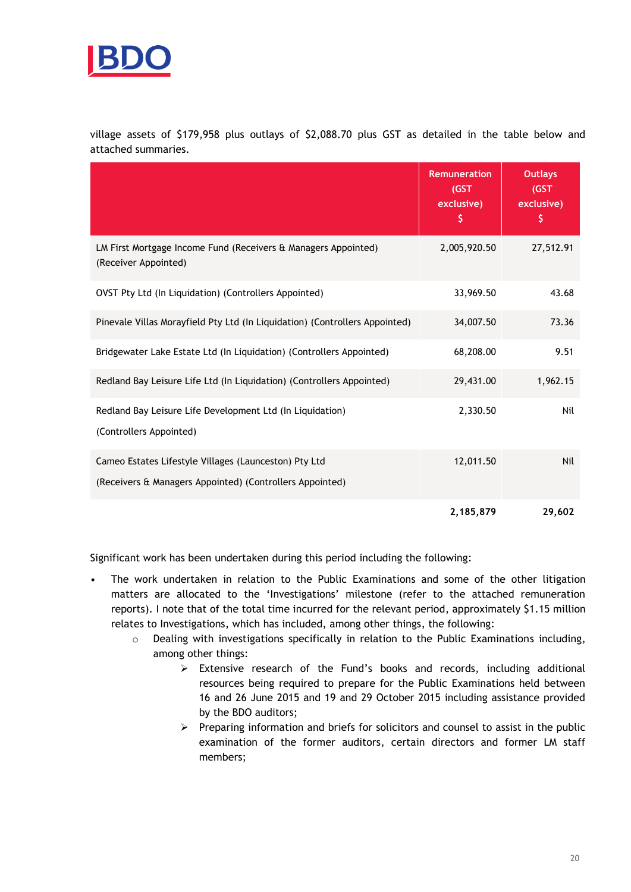village assets of $179,958 plus outlays of $2,088.70 plus GST as detailed in the table below and attached summaries.

| | Remuneration (GST exclusive) $ | Outlays (GST exclusive) $ |
|---|---|---|
| LM First Mortgage Income Fund (Receivers & Managers Appointed) (Receiver Appointed) | 2,005,920.50 | 27,512.91 |
| OVST Pty Ltd (In Liquidation) (Controllers Appointed) | 33,969.50 | 43.68 |
| Pinevale Villas Morayfield Pty Ltd (In Liquidation) (Controllers Appointed) | 34,007.50 | 73.36 |
| Bridgewater Lake Estate Ltd (In Liquidation) (Controllers Appointed) | 68,208.00 | 9.51 |
| Redland Bay Leisure Life Ltd (In Liquidation) (Controllers Appointed) | 29,431.00 | 1,962.15 |
| Redland Bay Leisure Life Development Ltd (In Liquidation) (Controllers Appointed) | 2,330.50 | Nil |
| Cameo Estates Lifestyle Villages (Launceston) Pty Ltd (Receivers & Managers Appointed) (Controllers Appointed) | 12,011.50 | Nil |
| | **2,185,879** | **29,602** |

Significant work has been undertaken during this period including the following:

- The work undertaken in relation to the Public Examinations and some of the other litigation matters are allocated to the 'Investigations' milestone (refer to the attached remuneration reports). I note that of the total time incurred for the relevant period, approximately $1.15 million relates to Investigations, which has included, among other things, the following:
    - Dealing with investigations specifically in relation to the Public Examinations including, among other things:
        - Extensive research of the Fund's books and records, including additional resources being required to prepare for the Public Examinations held between 16 and 26 June 2015 and 19 and 29 October 2015 including assistance provided by the BDO auditors;
        - Preparing information and briefs for solicitors and counsel to assist in the public examination of the former auditors, certain directors and former LM staff members;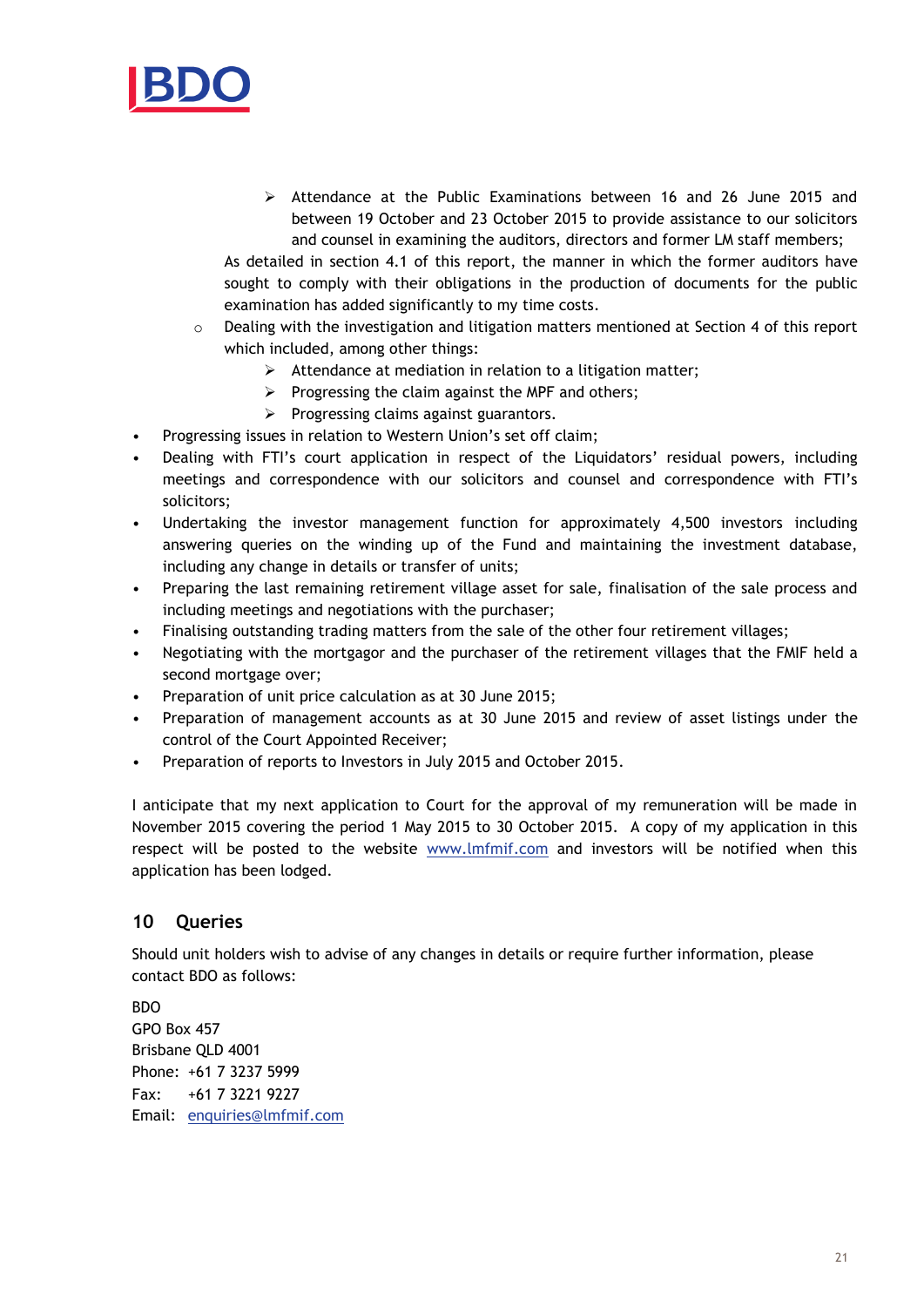- Attendance at the Public Examinations between 16 and 26 June 2015 and between 19 October and 23 October 2015 to provide assistance to our solicitors and counsel in examining the auditors, directors and former LM staff members;

      As detailed in section 4.1 of this report, the manner in which the former auditors have sought to comply with their obligations in the production of documents for the public examination has added significantly to my time costs.

    - Dealing with the investigation and litigation matters mentioned at Section 4 of this report which included, among other things:
        - Attendance at mediation in relation to a litigation matter;
        - Progressing the claim against the MPF and others;
        - Progressing claims against guarantors.

- Progressing issues in relation to Western Union's set off claim;
- Dealing with FTI's court application in respect of the Liquidators' residual powers, including meetings and correspondence with our solicitors and counsel and correspondence with FTI's solicitors;
- Undertaking the investor management function for approximately 4,500 investors including answering queries on the winding up of the Fund and maintaining the investment database, including any change in details or transfer of units;
- Preparing the last remaining retirement village asset for sale, finalisation of the sale process and including meetings and negotiations with the purchaser;
- Finalising outstanding trading matters from the sale of the other four retirement villages;
- Negotiating with the mortgagor and the purchaser of the retirement villages that the FMIF held a second mortgage over;
- Preparation of unit price calculation as at 30 June 2015;
- Preparation of management accounts as at 30 June 2015 and review of asset listings under the control of the Court Appointed Receiver;
- Preparation of reports to Investors in July 2015 and October 2015.

I anticipate that my next application to Court for the approval of my remuneration will be made in November 2015 covering the period 1 May 2015 to 30 October 2015. A copy of my application in this respect will be posted to the website www.lmfmif.com and investors will be notified when this application has been lodged.

## 10 Queries

Should unit holders wish to advise of any changes in details or require further information, please contact BDO as follows:

BDO
GPO Box 457
Brisbane QLD 4001
Phone: +61 7 3237 5999
Fax: +61 7 3221 9227
Email: enquiries@lmfmif.com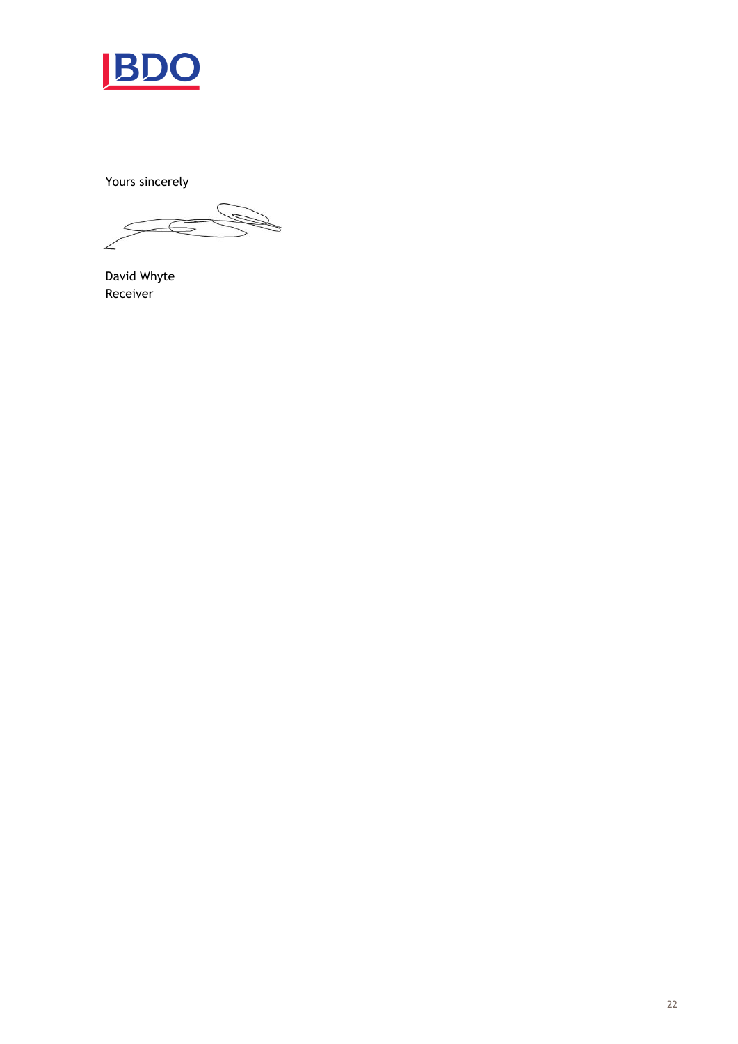Yours sincerely

David Whyte
Receiver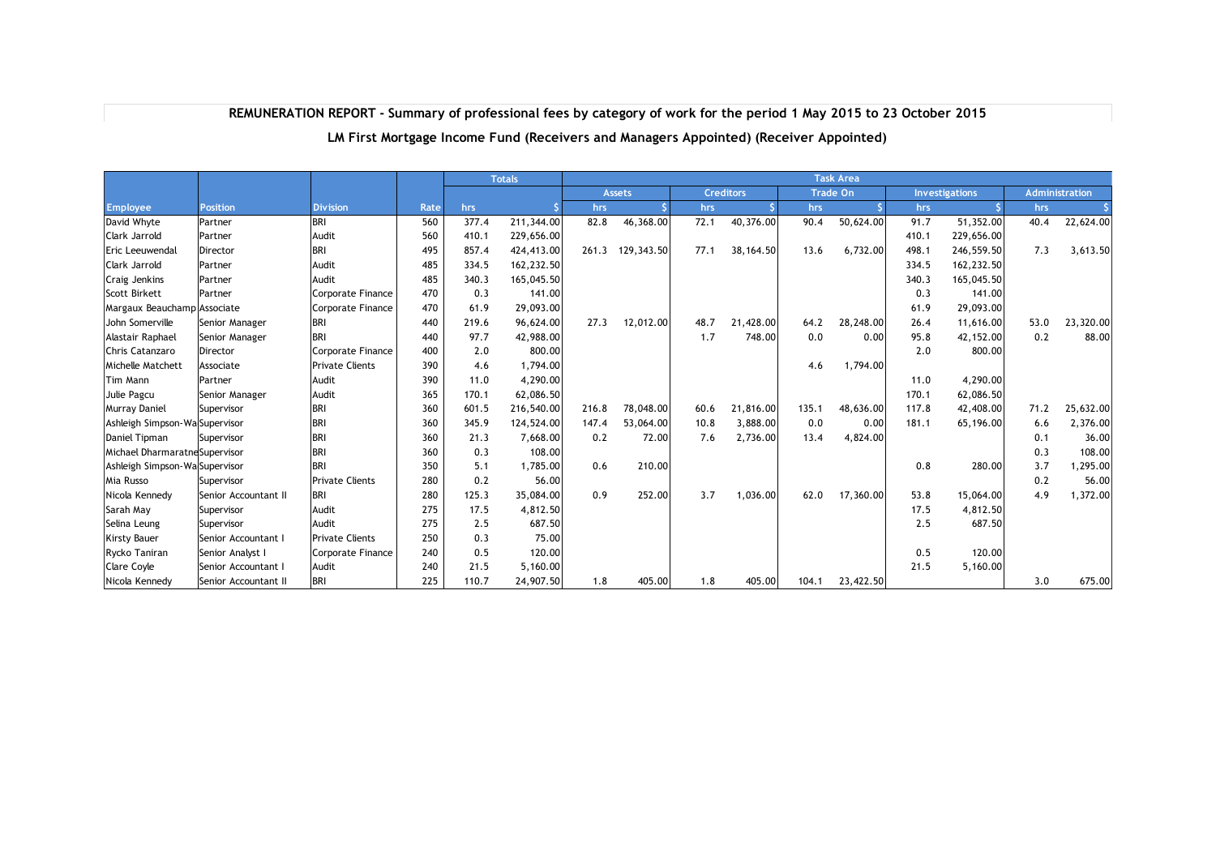## REMUNERATION REPORT - Summary of professional fees by category of work for the period 1 May 2015 to 23 October 2015

### LM First Mortgage Income Fund (Receivers and Managers Appointed) (Receiver Appointed)

| | | | | Totals | | Task Area | | | | | | | | | |
|---|---|---|---|---|---|---|---|---|---|---|---|---|---|---|---|
| | | | | | | Assets | | Creditors | | Trade On | | Investigations | | Administration | |
| Employee | Position | Division | Rate | hrs | $ | hrs | $ | hrs | $ | hrs | $ | hrs | $ | hrs | $ |
| David Whyte | Partner | BRI | 560 | 377.4 | 211,344.00 | 82.8 | 46,368.00 | 72.1 | 40,376.00 | 90.4 | 50,624.00 | 91.7 | 51,352.00 | 40.4 | 22,624.00 |
| Clark Jarrold | Partner | Audit | 560 | 410.1 | 229,656.00 | | | | | | | 410.1 | 229,656.00 | | |
| Eric Leeuwendal | Director | BRI | 495 | 857.4 | 424,413.00 | 261.3 | 129,343.50 | 77.1 | 38,164.50 | 13.6 | 6,732.00 | 498.1 | 246,559.50 | 7.3 | 3,613.50 |
| Clark Jarrold | Partner | Audit | 485 | 334.5 | 162,232.50 | | | | | | | 334.5 | 162,232.50 | | |
| Craig Jenkins | Partner | Audit | 485 | 340.3 | 165,045.50 | | | | | | | 340.3 | 165,045.50 | | |
| Scott Birkett | Partner | Corporate Finance | 470 | 0.3 | 141.00 | | | | | | | 0.3 | 141.00 | | |
| Margaux Beauchamp | Associate | Corporate Finance | 470 | 61.9 | 29,093.00 | | | | | | | 61.9 | 29,093.00 | | |
| John Somerville | Senior Manager | BRI | 440 | 219.6 | 96,624.00 | 27.3 | 12,012.00 | 48.7 | 21,428.00 | 64.2 | 28,248.00 | 26.4 | 11,616.00 | 53.0 | 23,320.00 |
| Alastair Raphael | Senior Manager | BRI | 440 | 97.7 | 42,988.00 | | | 1.7 | 748.00 | 0.0 | 0.00 | 95.8 | 42,152.00 | 0.2 | 88.00 |
| Chris Catanzaro | Director | Corporate Finance | 400 | 2.0 | 800.00 | | | | | | | 2.0 | 800.00 | | |
| Michelle Matchett | Associate | Private Clients | 390 | 4.6 | 1,794.00 | | | | | 4.6 | 1,794.00 | | | | |
| Tim Mann | Partner | Audit | 390 | 11.0 | 4,290.00 | | | | | | | 11.0 | 4,290.00 | | |
| Julie Pagcu | Senior Manager | Audit | 365 | 170.1 | 62,086.50 | | | | | | | 170.1 | 62,086.50 | | |
| Murray Daniel | Supervisor | BRI | 360 | 601.5 | 216,540.00 | 216.8 | 78,048.00 | 60.6 | 21,816.00 | 135.1 | 48,636.00 | 117.8 | 42,408.00 | 71.2 | 25,632.00 |
| Ashleigh Simpson-Wa | Supervisor | BRI | 360 | 345.9 | 124,524.00 | 147.4 | 53,064.00 | 10.8 | 3,888.00 | 0.0 | 0.00 | 181.1 | 65,196.00 | 6.6 | 2,376.00 |
| Daniel Tipman | Supervisor | BRI | 360 | 21.3 | 7,668.00 | 0.2 | 72.00 | 7.6 | 2,736.00 | 13.4 | 4,824.00 | | | 0.1 | 36.00 |
| Michael Dharmaratne | Supervisor | BRI | 360 | 0.3 | 108.00 | | | | | | | | | 0.3 | 108.00 |
| Ashleigh Simpson-Wa | Supervisor | BRI | 350 | 5.1 | 1,785.00 | 0.6 | 210.00 | | | | | 0.8 | 280.00 | 3.7 | 1,295.00 |
| Mia Russo | Supervisor | Private Clients | 280 | 0.2 | 56.00 | | | | | | | | | 0.2 | 56.00 |
| Nicola Kennedy | Senior Accountant II | BRI | 280 | 125.3 | 35,084.00 | 0.9 | 252.00 | 3.7 | 1,036.00 | 62.0 | 17,360.00 | 53.8 | 15,064.00 | 4.9 | 1,372.00 |
| Sarah May | Supervisor | Audit | 275 | 17.5 | 4,812.50 | | | | | | | 17.5 | 4,812.50 | | |
| Selina Leung | Supervisor | Audit | 275 | 2.5 | 687.50 | | | | | | | 2.5 | 687.50 | | |
| Kirsty Bauer | Senior Accountant I | Private Clients | 250 | 0.3 | 75.00 | | | | | | | | | | |
| Rycko Taniran | Senior Analyst I | Corporate Finance | 240 | 0.5 | 120.00 | | | | | | | 0.5 | 120.00 | | |
| Clare Coyle | Senior Accountant I | Audit | 240 | 21.5 | 5,160.00 | | | | | | | 21.5 | 5,160.00 | | |
| Nicola Kennedy | Senior Accountant II | BRI | 225 | 110.7 | 24,907.50 | 1.8 | 405.00 | 1.8 | 405.00 | 104.1 | 23,422.50 | | | 3.0 | 675.00 |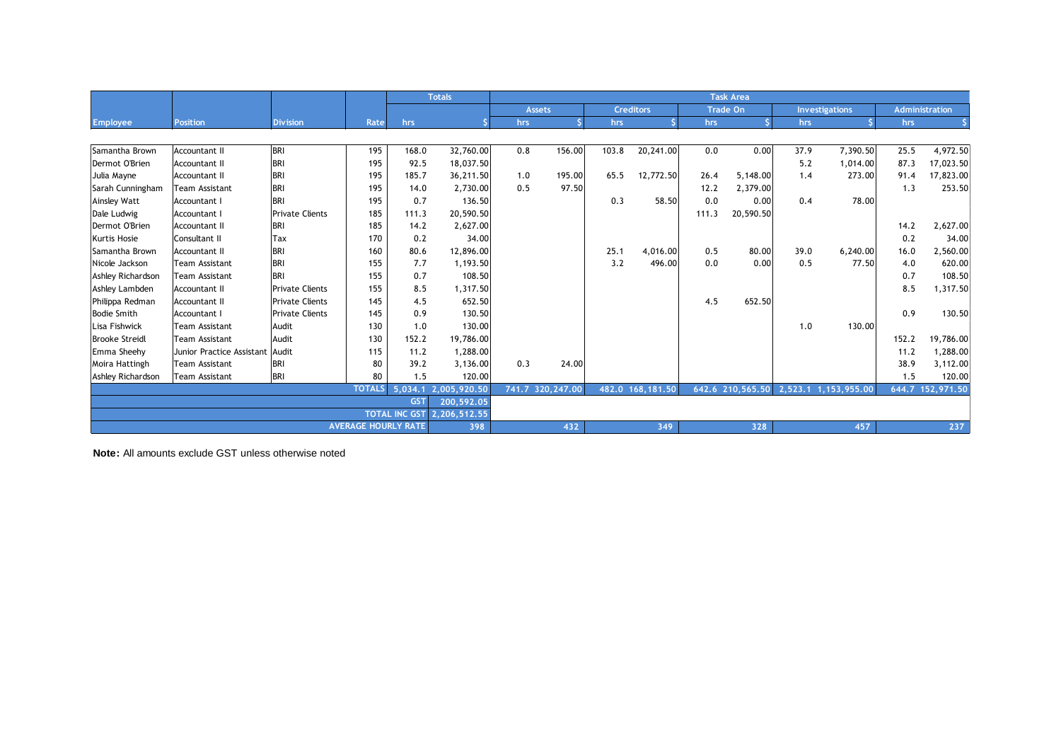| Employee | Position | Division | Rate | Totals | | Task Area | | | | | | | | | |
|---|---|---|---|---|---|---|---|---|---|---|---|---|---|---|---|
| | | | | | | Assets | | Creditors | | Trade On | | Investigations | | Administration | |
| | | | | hrs | $ | hrs | $ | hrs | $ | hrs | $ | hrs | $ | hrs | $ |
| Samantha Brown | Accountant II | BRI | 195 | 168.0 | 32,760.00 | 0.8 | 156.00 | 103.8 | 20,241.00 | 0.0 | 0.00 | 37.9 | 7,390.50 | 25.5 | 4,972.50 |
| Dermot O'Brien | Accountant II | BRI | 195 | 92.5 | 18,037.50 | | | | | | | 5.2 | 1,014.00 | 87.3 | 17,023.50 |
| Julia Mayne | Accountant II | BRI | 195 | 185.7 | 36,211.50 | 1.0 | 195.00 | 65.5 | 12,772.50 | 26.4 | 5,148.00 | 1.4 | 273.00 | 91.4 | 17,823.00 |
| Sarah Cunningham | Team Assistant | BRI | 195 | 14.0 | 2,730.00 | 0.5 | 97.50 | | | 12.2 | 2,379.00 | | | 1.3 | 253.50 |
| Ainsley Watt | Accountant I | BRI | 195 | 0.7 | 136.50 | | | 0.3 | 58.50 | 0.0 | 0.00 | 0.4 | 78.00 | | |
| Dale Ludwig | Accountant I | Private Clients | 185 | 111.3 | 20,590.50 | | | | | 111.3 | 20,590.50 | | | | |
| Dermot O'Brien | Accountant II | BRI | 185 | 14.2 | 2,627.00 | | | | | | | | | 14.2 | 2,627.00 |
| Kurtis Hosie | Consultant II | Tax | 170 | 0.2 | 34.00 | | | | | | | | | 0.2 | 34.00 |
| Samantha Brown | Accountant II | BRI | 160 | 80.6 | 12,896.00 | | | 25.1 | 4,016.00 | 0.5 | 80.00 | 39.0 | 6,240.00 | 16.0 | 2,560.00 |
| Nicole Jackson | Team Assistant | BRI | 155 | 7.7 | 1,193.50 | | | 3.2 | 496.00 | 0.0 | 0.00 | 0.5 | 77.50 | 4.0 | 620.00 |
| Ashley Richardson | Team Assistant | BRI | 155 | 0.7 | 108.50 | | | | | | | | | 0.7 | 108.50 |
| Ashley Lambden | Accountant II | Private Clients | 155 | 8.5 | 1,317.50 | | | | | | | | | 8.5 | 1,317.50 |
| Philippa Redman | Accountant II | Private Clients | 145 | 4.5 | 652.50 | | | | | 4.5 | 652.50 | | | | |
| Bodie Smith | Accountant I | Private Clients | 145 | 0.9 | 130.50 | | | | | | | | | 0.9 | 130.50 |
| Lisa Fishwick | Team Assistant | Audit | 130 | 1.0 | 130.00 | | | | | | | 1.0 | 130.00 | | |
| Brooke Streidl | Team Assistant | Audit | 130 | 152.2 | 19,786.00 | | | | | | | | | 152.2 | 19,786.00 |
| Emma Sheehy | Junior Practice Assistant | Audit | 115 | 11.2 | 1,288.00 | | | | | | | | | 11.2 | 1,288.00 |
| Moira Hattingh | Team Assistant | BRI | 80 | 39.2 | 3,136.00 | 0.3 | 24.00 | | | | | | | 38.9 | 3,112.00 |
| Ashley Richardson | Team Assistant | BRI | 80 | 1.5 | 120.00 | | | | | | | | | 1.5 | 120.00 |
| | | | TOTALS | 5,034.1 | 2,005,920.50 | 741.7 | 320,247.00 | 482.0 | 168,181.50 | 642.6 | 210,565.50 | 2,523.1 | 1,153,955.00 | 644.7 | 152,971.50 |
| | | | | GST | 200,592.05 | | | | | | | | | | |
| | | | | TOTAL INC GST | 2,206,512.55 | | | | | | | | | | |
| | | | | AVERAGE HOURLY RATE | 398 | | 432 | | 349 | | 328 | | 457 | | 237 |

**Note:** All amounts exclude GST unless otherwise noted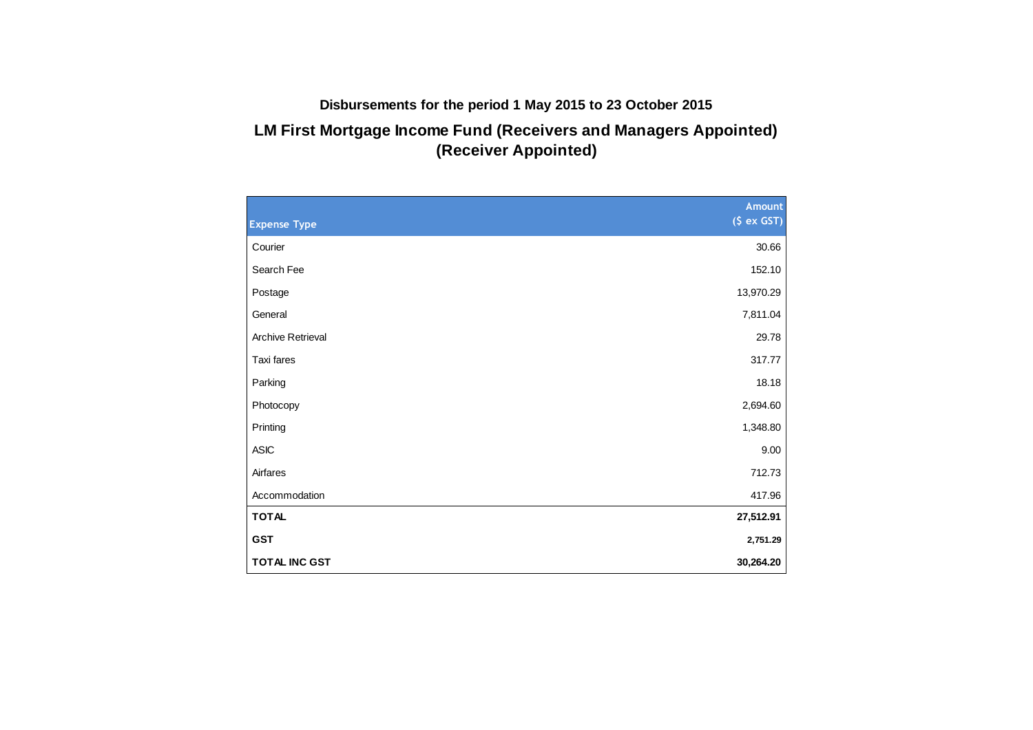**Disbursements for the period 1 May 2015 to 23 October 2015**

## LM First Mortgage Income Fund (Receivers and Managers Appointed) (Receiver Appointed)

| Expense Type | Amount ($ ex GST) |
|---|---:|
| Courier | 30.66 |
| Search Fee | 152.10 |
| Postage | 13,970.29 |
| General | 7,811.04 |
| Archive Retrieval | 29.78 |
| Taxi fares | 317.77 |
| Parking | 18.18 |
| Photocopy | 2,694.60 |
| Printing | 1,348.80 |
| ASIC | 9.00 |
| Airfares | 712.73 |
| Accommodation | 417.96 |
| **TOTAL** | **27,512.91** |
| **GST** | **2,751.29** |
| **TOTAL INC GST** | **30,264.20** |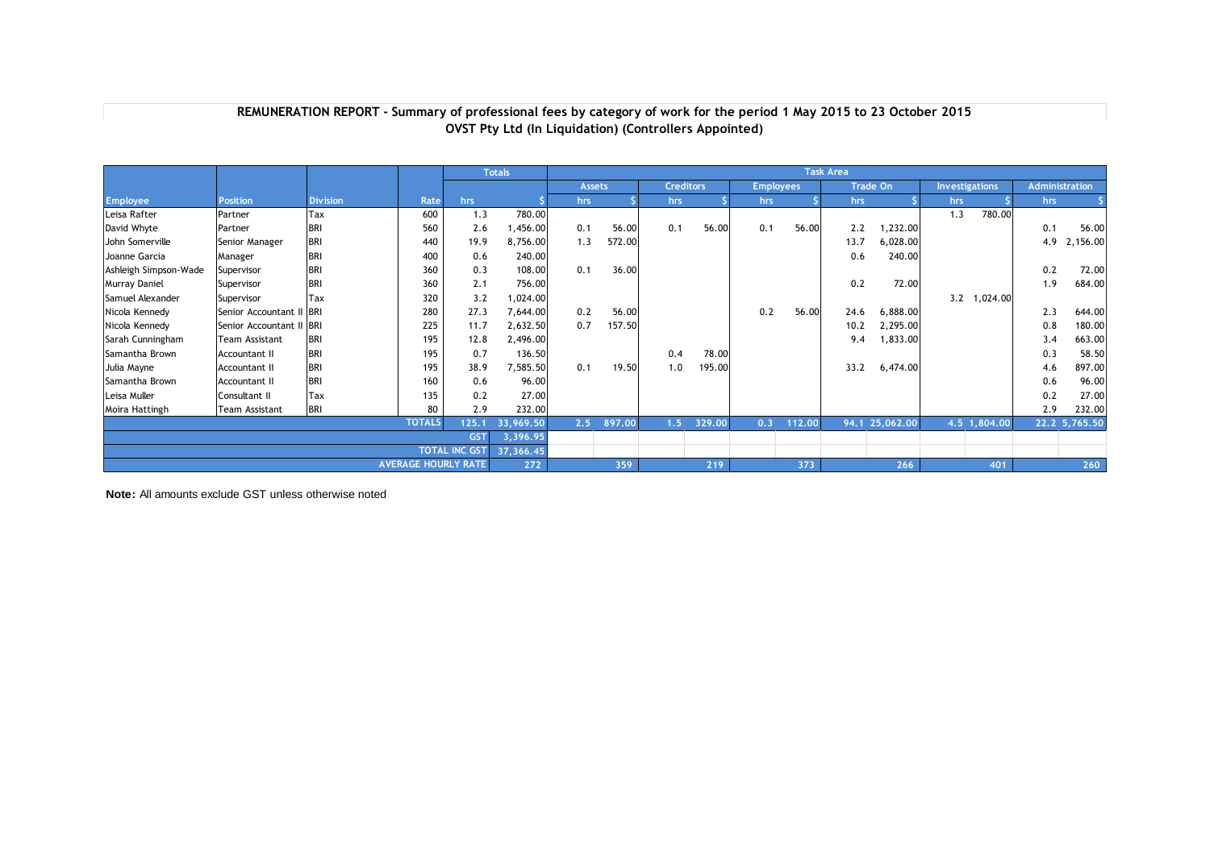**REMUNERATION REPORT - Summary of professional fees by category of work for the period 1 May 2015 to 23 October 2015**
**OVST Pty Ltd (In Liquidation) (Controllers Appointed)**

| | | | | Totals | | Task Area | | | | | | | | | | | | | |
|---|---|---|---|---|---|---|---|---|---|---|---|---|---|---|---|---|---|---|---|
| | | | | | | Assets | | Creditors | | Employees | | Trade On | | Investigations | | Administration | | | |
| Employee | Position | Division | Rate | hrs | $ | hrs | $ | hrs | $ | hrs | $ | hrs | $ | hrs | $ | hrs | $ | | |
| Leisa Rafter | Partner | Tax | 600 | 1.3 | 780.00 | | | | | | | | | 1.3 | 780.00 | | | | |
| David Whyte | Partner | BRI | 560 | 2.6 | 1,456.00 | 0.1 | 56.00 | 0.1 | 56.00 | 0.1 | 56.00 | 2.2 | 1,232.00 | | | 0.1 | 56.00 | | |
| John Somerville | Senior Manager | BRI | 440 | 19.9 | 8,756.00 | 1.3 | 572.00 | | | | | 13.7 | 6,028.00 | | | 4.9 | 2,156.00 | | |
| Joanne Garcia | Manager | BRI | 400 | 0.6 | 240.00 | | | | | | | 0.6 | 240.00 | | | | | | |
| Ashleigh Simpson-Wade | Supervisor | BRI | 360 | 0.3 | 108.00 | 0.1 | 36.00 | | | | | | | | | 0.2 | 72.00 | | |
| Murray Daniel | Supervisor | BRI | 360 | 2.1 | 756.00 | | | | | | | 0.2 | 72.00 | | | 1.9 | 684.00 | | |
| Samuel Alexander | Supervisor | Tax | 320 | 3.2 | 1,024.00 | | | | | | | | | 3.2 | 1,024.00 | | | | |
| Nicola Kennedy | Senior Accountant II | BRI | 280 | 27.3 | 7,644.00 | 0.2 | 56.00 | | | 0.2 | 56.00 | 24.6 | 6,888.00 | | | 2.3 | 644.00 | | |
| Nicola Kennedy | Senior Accountant II | BRI | 225 | 11.7 | 2,632.50 | 0.7 | 157.50 | | | | | 10.2 | 2,295.00 | | | 0.8 | 180.00 | | |
| Sarah Cunningham | Team Assistant | BRI | 195 | 12.8 | 2,496.00 | | | | | | | 9.4 | 1,833.00 | | | 3.4 | 663.00 | | |
| Samantha Brown | Accountant II | BRI | 195 | 0.7 | 136.50 | | | 0.4 | 78.00 | | | | | | | 0.3 | 58.50 | | |
| Julia Mayne | Accountant II | BRI | 195 | 38.9 | 7,585.50 | 0.1 | 19.50 | 1.0 | 195.00 | | | 33.2 | 6,474.00 | | | 4.6 | 897.00 | | |
| Samantha Brown | Accountant II | BRI | 160 | 0.6 | 96.00 | | | | | | | | | | | 0.6 | 96.00 | | |
| Leisa Muller | Consultant II | Tax | 135 | 0.2 | 27.00 | | | | | | | | | | | 0.2 | 27.00 | | |
| Moira Hattingh | Team Assistant | BRI | 80 | 2.9 | 232.00 | | | | | | | | | | | 2.9 | 232.00 | | |
| | | | TOTALS | 125.1 | 33,969.50 | 2.5 | 897.00 | 1.5 | 329.00 | 0.3 | 112.00 | 94.1 | 25,062.00 | 4.5 | 1,804.00 | 22.2 | 5,765.50 | | |
| | | | | GST | 3,396.95 | | | | | | | | | | | | | | |
| | | | | TOTAL INC GST | 37,366.45 | | | | | | | | | | | | | | |
| | | | | AVERAGE HOURLY RATE | 272 | | 359 | | 219 | | 373 | | 266 | | 401 | | 260 | | |

**Note:** All amounts exclude GST unless otherwise noted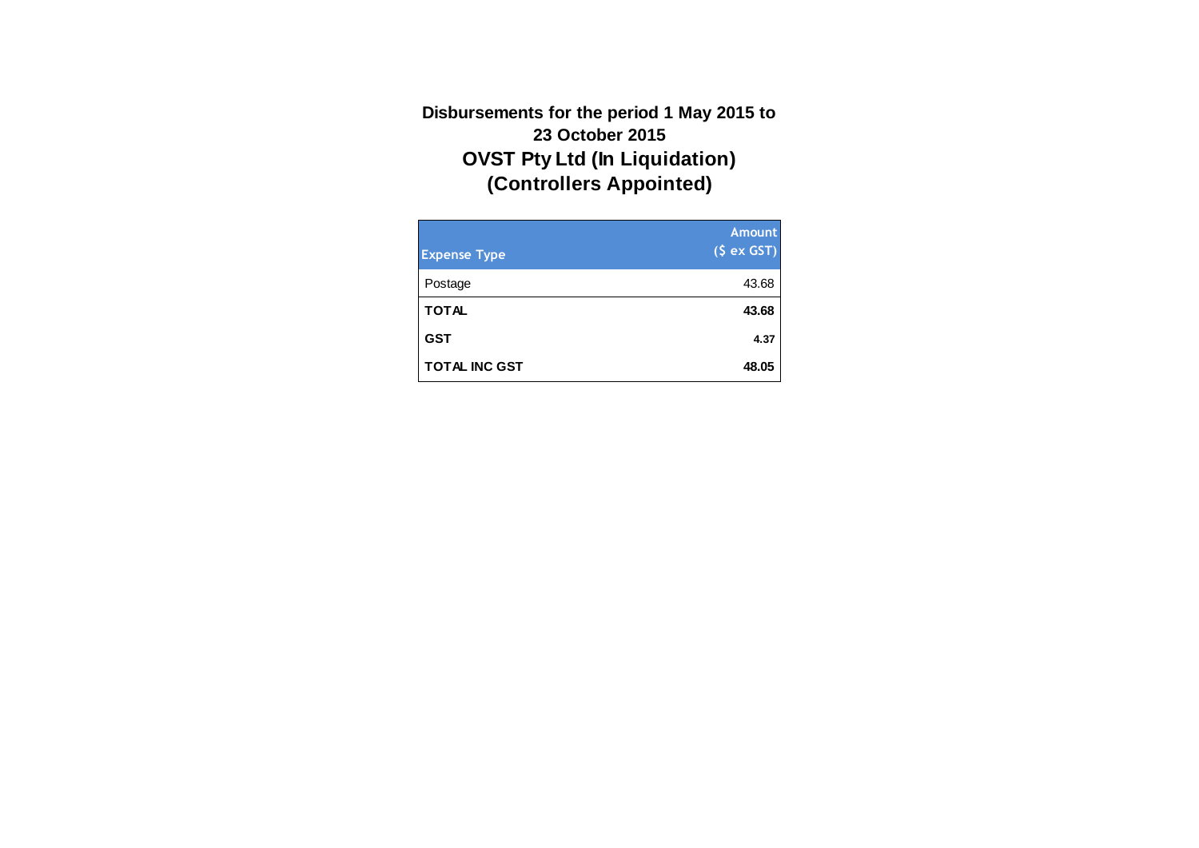**Disbursements for the period 1 May 2015 to 23 October 2015**

**OVST Pty Ltd (In Liquidation) (Controllers Appointed)**

| Expense Type | Amount ($ ex GST) |
|---|---|
| Postage | 43.68 |
| **TOTAL** | **43.68** |
| **GST** | **4.37** |
| **TOTAL INC GST** | **48.05** |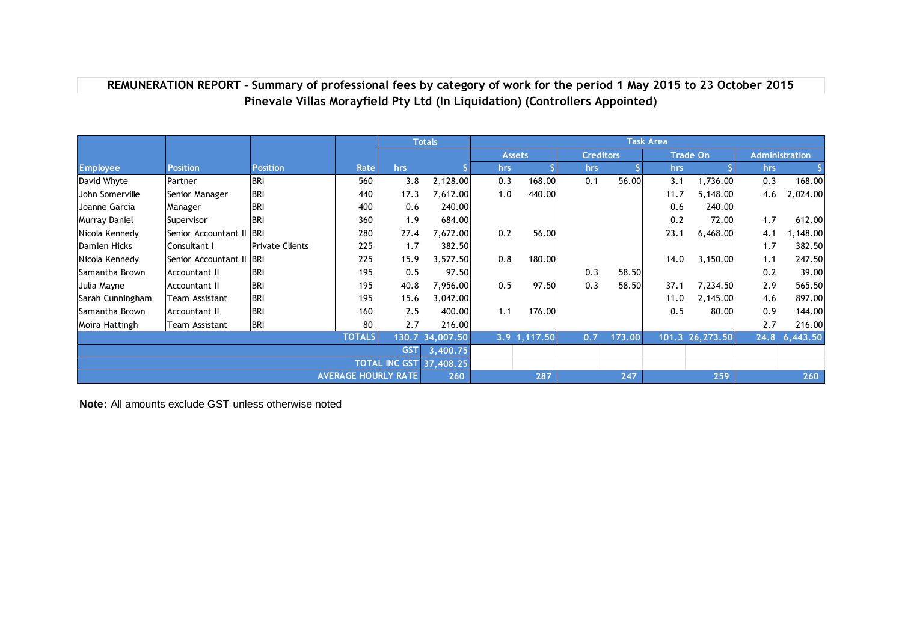**REMUNERATION REPORT - Summary of professional fees by category of work for the period 1 May 2015 to 23 October 2015**
**Pinevale Villas Morayfield Pty Ltd (In Liquidation) (Controllers Appointed)**

| | | | | Totals | | Task Area | | | | | | | |
|---|---|---|---|---|---|---|---|---|---|---|---|---|---|
| | | | | | | Assets | | Creditors | | Trade On | | Administration | |
| Employee | Position | Position | Rate | hrs | $ | hrs | $ | hrs | $ | hrs | $ | hrs | $ |
| David Whyte | Partner | BRI | 560 | 3.8 | 2,128.00 | 0.3 | 168.00 | 0.1 | 56.00 | 3.1 | 1,736.00 | 0.3 | 168.00 |
| John Somerville | Senior Manager | BRI | 440 | 17.3 | 7,612.00 | 1.0 | 440.00 | | | 11.7 | 5,148.00 | 4.6 | 2,024.00 |
| Joanne Garcia | Manager | BRI | 400 | 0.6 | 240.00 | | | | | 0.6 | 240.00 | | |
| Murray Daniel | Supervisor | BRI | 360 | 1.9 | 684.00 | | | | | 0.2 | 72.00 | 1.7 | 612.00 |
| Nicola Kennedy | Senior Accountant II | BRI | 280 | 27.4 | 7,672.00 | 0.2 | 56.00 | | | 23.1 | 6,468.00 | 4.1 | 1,148.00 |
| Damien Hicks | Consultant I | Private Clients | 225 | 1.7 | 382.50 | | | | | | | 1.7 | 382.50 |
| Nicola Kennedy | Senior Accountant II | BRI | 225 | 15.9 | 3,577.50 | 0.8 | 180.00 | | | 14.0 | 3,150.00 | 1.1 | 247.50 |
| Samantha Brown | Accountant II | BRI | 195 | 0.5 | 97.50 | | | 0.3 | 58.50 | | | 0.2 | 39.00 |
| Julia Mayne | Accountant II | BRI | 195 | 40.8 | 7,956.00 | 0.5 | 97.50 | 0.3 | 58.50 | 37.1 | 7,234.50 | 2.9 | 565.50 |
| Sarah Cunningham | Team Assistant | BRI | 195 | 15.6 | 3,042.00 | | | | | 11.0 | 2,145.00 | 4.6 | 897.00 |
| Samantha Brown | Accountant II | BRI | 160 | 2.5 | 400.00 | 1.1 | 176.00 | | | 0.5 | 80.00 | 0.9 | 144.00 |
| Moira Hattingh | Team Assistant | BRI | 80 | 2.7 | 216.00 | | | | | | | 2.7 | 216.00 |
| | | | TOTALS | 130.7 | 34,007.50 | 3.9 | 1,117.50 | 0.7 | 173.00 | 101.3 | 26,273.50 | 24.8 | 6,443.50 |
| | | | | GST | 3,400.75 | | | | | | | | |
| | | | | TOTAL INC GST | 37,408.25 | | | | | | | | |
| | | | | AVERAGE HOURLY RATE | 260 | | 287 | | 247 | | 259 | | 260 |

**Note:** All amounts exclude GST unless otherwise noted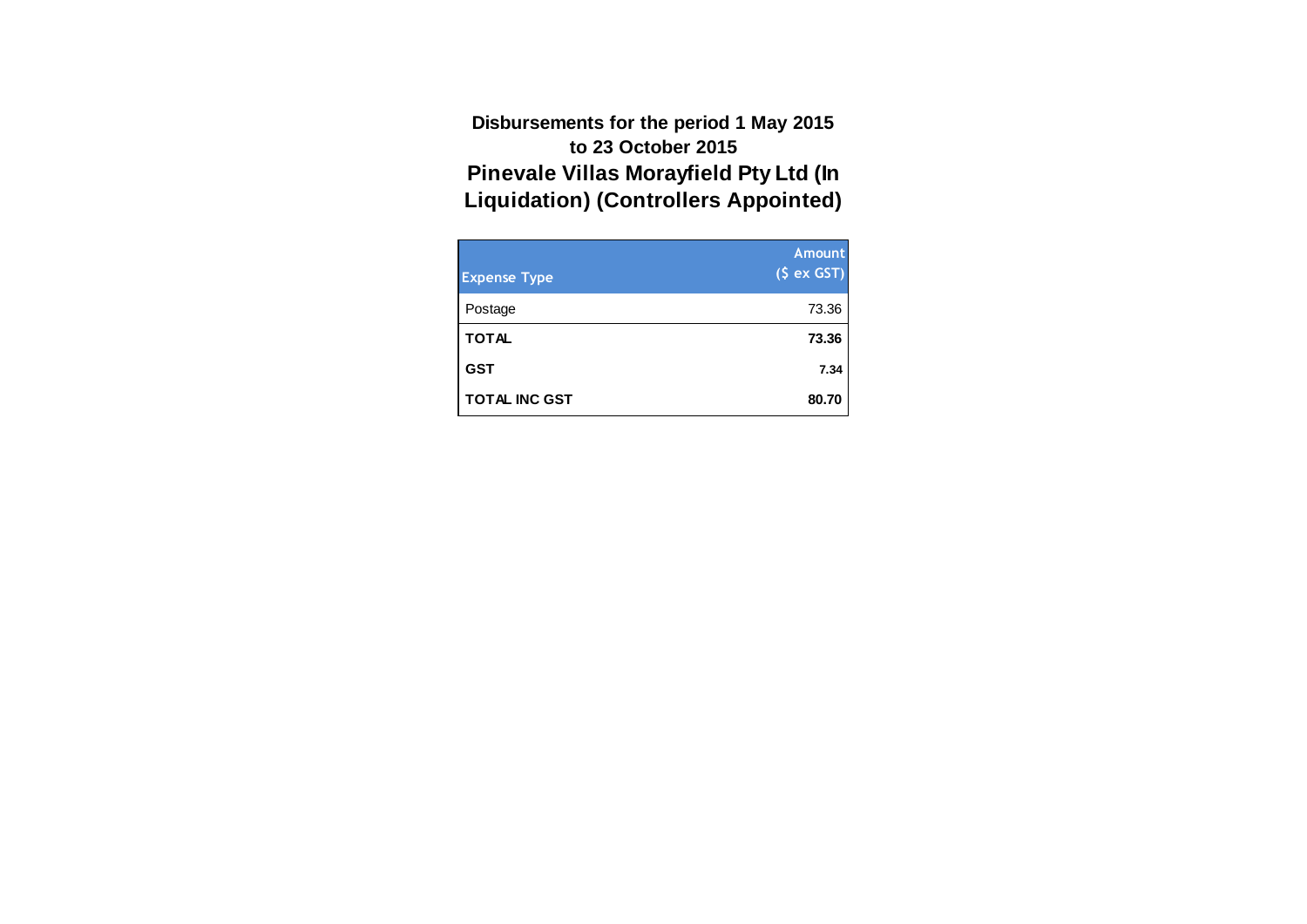**Disbursements for the period 1 May 2015 to 23 October 2015**

**Pinevale Villas Morayfield Pty Ltd (In Liquidation) (Controllers Appointed)**

| Expense Type | Amount ($ ex GST) |
|---|---|
| Postage | 73.36 |
| **TOTAL** | **73.36** |
| **GST** | **7.34** |
| **TOTAL INC GST** | **80.70** |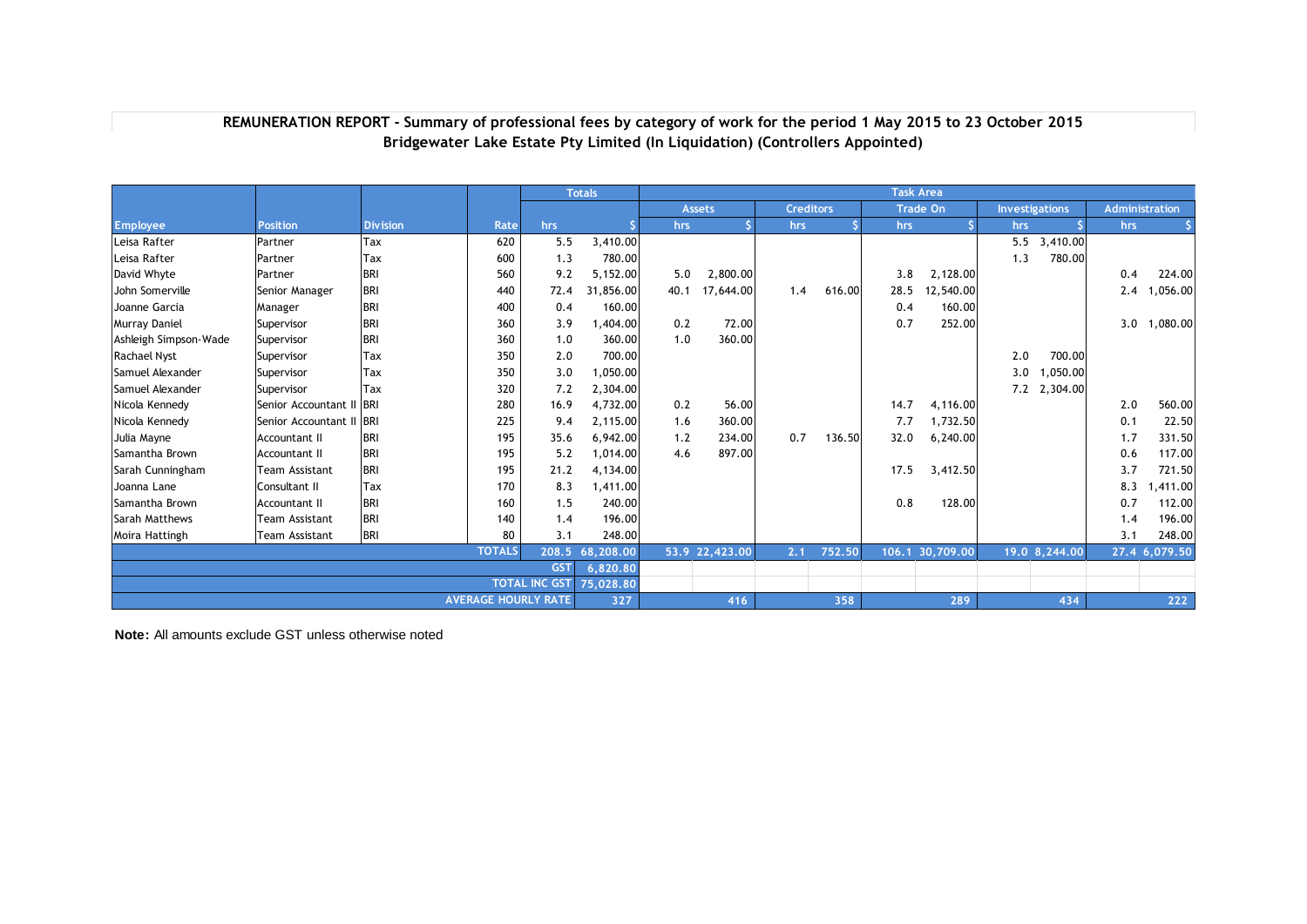**REMUNERATION REPORT - Summary of professional fees by category of work for the period 1 May 2015 to 23 October 2015**
**Bridgewater Lake Estate Pty Limited (In Liquidation) (Controllers Appointed)**

| | | | | Totals | | Task Area | | | | | | | | | |
|---|---|---|---|---|---|---|---|---|---|---|---|---|---|---|---|
| | | | | | | Assets | | Creditors | | Trade On | | Investigations | | Administration | |
| Employee | Position | Division | Rate | hrs | $ | hrs | $ | hrs | $ | hrs | $ | hrs | $ | hrs | $ |
| Leisa Rafter | Partner | Tax | 620 | 5.5 | 3,410.00 | | | | | | | 5.5 | 3,410.00 | | |
| Leisa Rafter | Partner | Tax | 600 | 1.3 | 780.00 | | | | | | | 1.3 | 780.00 | | |
| David Whyte | Partner | BRI | 560 | 9.2 | 5,152.00 | 5.0 | 2,800.00 | | | 3.8 | 2,128.00 | | | 0.4 | 224.00 |
| John Somerville | Senior Manager | BRI | 440 | 72.4 | 31,856.00 | 40.1 | 17,644.00 | 1.4 | 616.00 | 28.5 | 12,540.00 | | | 2.4 | 1,056.00 |
| Joanne Garcia | Manager | BRI | 400 | 0.4 | 160.00 | | | | | 0.4 | 160.00 | | | | |
| Murray Daniel | Supervisor | BRI | 360 | 3.9 | 1,404.00 | 0.2 | 72.00 | | | 0.7 | 252.00 | | | 3.0 | 1,080.00 |
| Ashleigh Simpson-Wade | Supervisor | BRI | 360 | 1.0 | 360.00 | 1.0 | 360.00 | | | | | | | | |
| Rachael Nyst | Supervisor | Tax | 350 | 2.0 | 700.00 | | | | | | | 2.0 | 700.00 | | |
| Samuel Alexander | Supervisor | Tax | 350 | 3.0 | 1,050.00 | | | | | | | 3.0 | 1,050.00 | | |
| Samuel Alexander | Supervisor | Tax | 320 | 7.2 | 2,304.00 | | | | | | | 7.2 | 2,304.00 | | |
| Nicola Kennedy | Senior Accountant II | BRI | 280 | 16.9 | 4,732.00 | 0.2 | 56.00 | | | 14.7 | 4,116.00 | | | 2.0 | 560.00 |
| Nicola Kennedy | Senior Accountant II | BRI | 225 | 9.4 | 2,115.00 | 1.6 | 360.00 | | | 7.7 | 1,732.50 | | | 0.1 | 22.50 |
| Julia Mayne | Accountant II | BRI | 195 | 35.6 | 6,942.00 | 1.2 | 234.00 | 0.7 | 136.50 | 32.0 | 6,240.00 | | | 1.7 | 331.50 |
| Samantha Brown | Accountant II | BRI | 195 | 5.2 | 1,014.00 | 4.6 | 897.00 | | | | | | | 0.6 | 117.00 |
| Sarah Cunningham | Team Assistant | BRI | 195 | 21.2 | 4,134.00 | | | | | 17.5 | 3,412.50 | | | 3.7 | 721.50 |
| Joanna Lane | Consultant II | Tax | 170 | 8.3 | 1,411.00 | | | | | | | | | 8.3 | 1,411.00 |
| Samantha Brown | Accountant II | BRI | 160 | 1.5 | 240.00 | | | | | 0.8 | 128.00 | | | 0.7 | 112.00 |
| Sarah Matthews | Team Assistant | BRI | 140 | 1.4 | 196.00 | | | | | | | | | 1.4 | 196.00 |
| Moira Hattingh | Team Assistant | BRI | 80 | 3.1 | 248.00 | | | | | | | | | 3.1 | 248.00 |
| | | | TOTALS | 208.5 | 68,208.00 | 53.9 | 22,423.00 | 2.1 | 752.50 | 106.1 | 30,709.00 | 19.0 | 8,244.00 | 27.4 | 6,079.50 |
| | | | | GST | 6,820.80 | | | | | | | | | | |
| | | | | TOTAL INC GST | 75,028.80 | | | | | | | | | | |
| | | | | AVERAGE HOURLY RATE | 327 | | 416 | | 358 | | 289 | | 434 | | 222 |

**Note:** All amounts exclude GST unless otherwise noted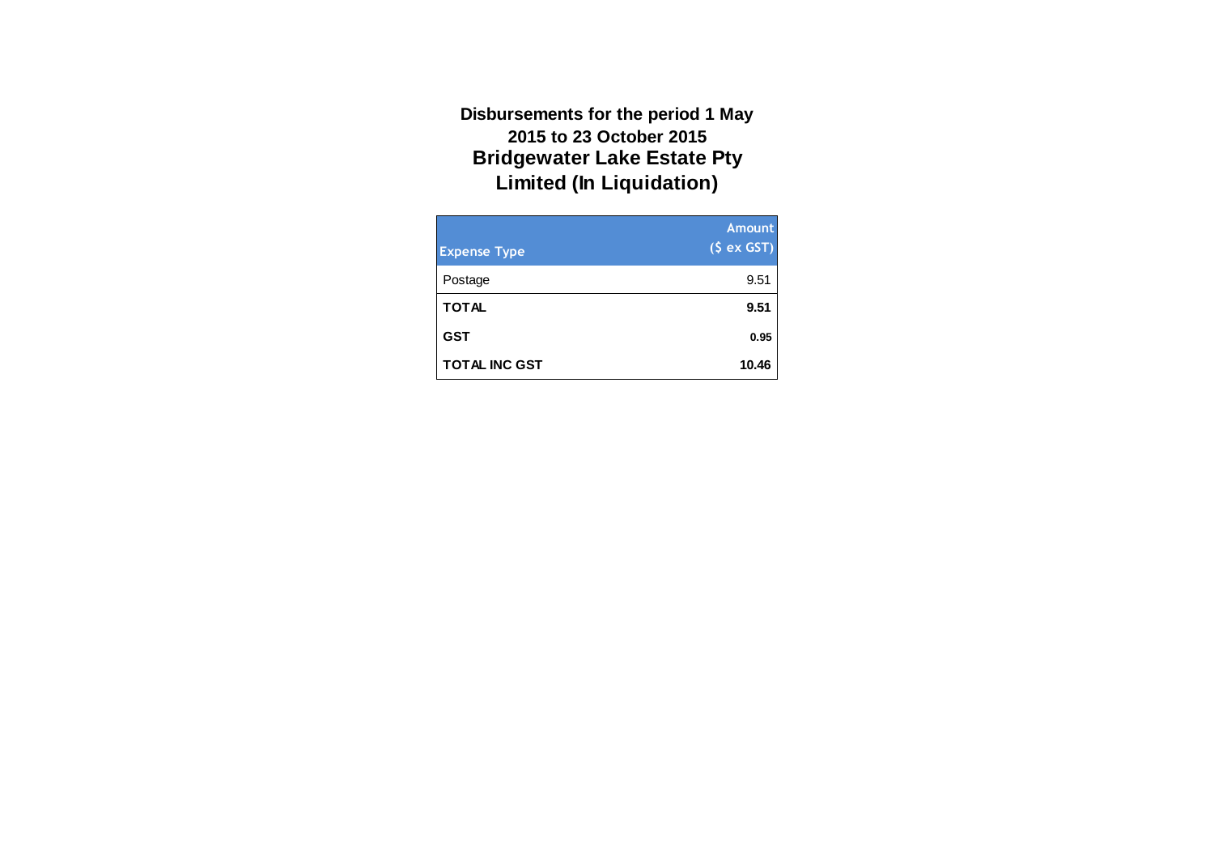**Disbursements for the period 1 May 2015 to 23 October 2015**

**Bridgewater Lake Estate Pty Limited (In Liquidation)**

| Expense Type | Amount ($ ex GST) |
|---|---|
| Postage | 9.51 |
| **TOTAL** | **9.51** |
| **GST** | **0.95** |
| **TOTAL INC GST** | **10.46** |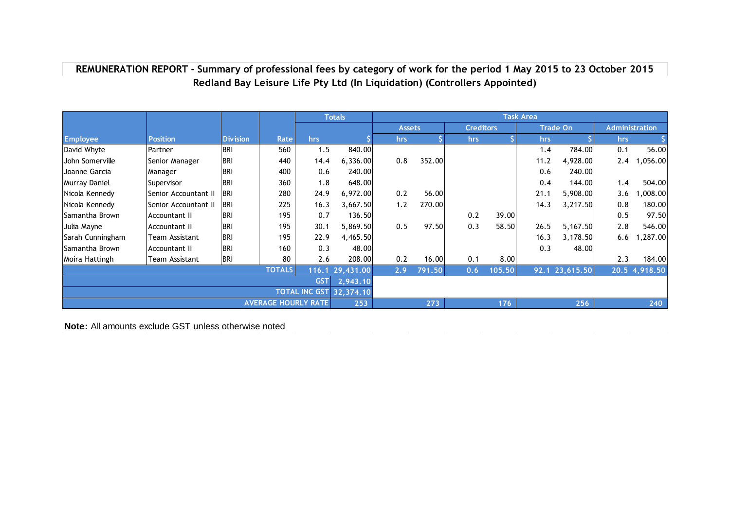**REMUNERATION REPORT - Summary of professional fees by category of work for the period 1 May 2015 to 23 October 2015**
**Redland Bay Leisure Life Pty Ltd (In Liquidation) (Controllers Appointed)**

| | | | | Totals | | Task Area | | | | | | | |
|---|---|---|---|---|---|---|---|---|---|---|---|---|---|
| | | | | | | Assets | | Creditors | | Trade On | | Administration | |
| Employee | Position | Division | Rate | hrs | $ | hrs | $ | hrs | $ | hrs | $ | hrs | $ |
| David Whyte | Partner | BRI | 560 | 1.5 | 840.00 | | | | | 1.4 | 784.00 | 0.1 | 56.00 |
| John Somerville | Senior Manager | BRI | 440 | 14.4 | 6,336.00 | 0.8 | 352.00 | | | 11.2 | 4,928.00 | 2.4 | 1,056.00 |
| Joanne Garcia | Manager | BRI | 400 | 0.6 | 240.00 | | | | | 0.6 | 240.00 | | |
| Murray Daniel | Supervisor | BRI | 360 | 1.8 | 648.00 | | | | | 0.4 | 144.00 | 1.4 | 504.00 |
| Nicola Kennedy | Senior Accountant II | BRI | 280 | 24.9 | 6,972.00 | 0.2 | 56.00 | | | 21.1 | 5,908.00 | 3.6 | 1,008.00 |
| Nicola Kennedy | Senior Accountant II | BRI | 225 | 16.3 | 3,667.50 | 1.2 | 270.00 | | | 14.3 | 3,217.50 | 0.8 | 180.00 |
| Samantha Brown | Accountant II | BRI | 195 | 0.7 | 136.50 | | | 0.2 | 39.00 | | | 0.5 | 97.50 |
| Julia Mayne | Accountant II | BRI | 195 | 30.1 | 5,869.50 | 0.5 | 97.50 | 0.3 | 58.50 | 26.5 | 5,167.50 | 2.8 | 546.00 |
| Sarah Cunningham | Team Assistant | BRI | 195 | 22.9 | 4,465.50 | | | | | 16.3 | 3,178.50 | 6.6 | 1,287.00 |
| Samantha Brown | Accountant II | BRI | 160 | 0.3 | 48.00 | | | | | 0.3 | 48.00 | | |
| Moira Hattingh | Team Assistant | BRI | 80 | 2.6 | 208.00 | 0.2 | 16.00 | 0.1 | 8.00 | | | 2.3 | 184.00 |
| | | | TOTALS | 116.1 | 29,431.00 | 2.9 | 791.50 | 0.6 | 105.50 | 92.1 | 23,615.50 | 20.5 | 4,918.50 |
| | | | | GST | 2,943.10 | | | | | | | | |
| | | | | TOTAL INC GST | 32,374.10 | | | | | | | | |
| | | | | AVERAGE HOURLY RATE | 253 | | 273 | | 176 | | 256 | | 240 |

**Note:** All amounts exclude GST unless otherwise noted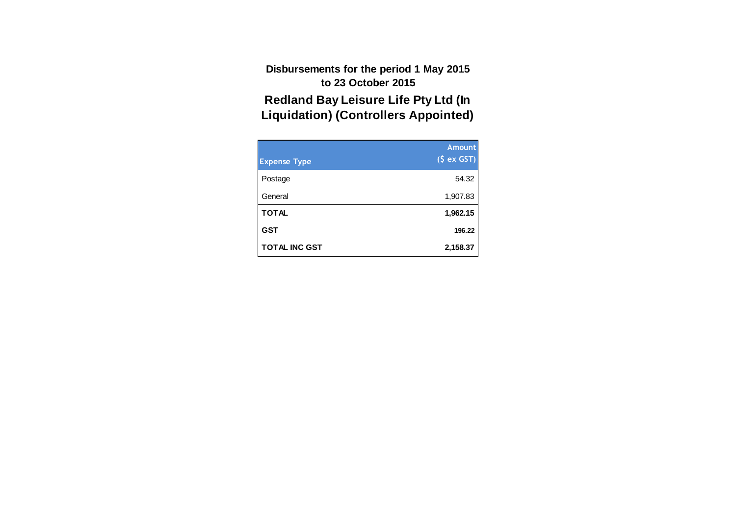## Disbursements for the period 1 May 2015 to 23 October 2015

## Redland Bay Leisure Life Pty Ltd (In Liquidation) (Controllers Appointed)

| Expense Type | Amount ($ ex GST) |
|---|---:|
| Postage | 54.32 |
| General | 1,907.83 |
| **TOTAL** | **1,962.15** |
| **GST** | **196.22** |
| **TOTAL INC GST** | **2,158.37** |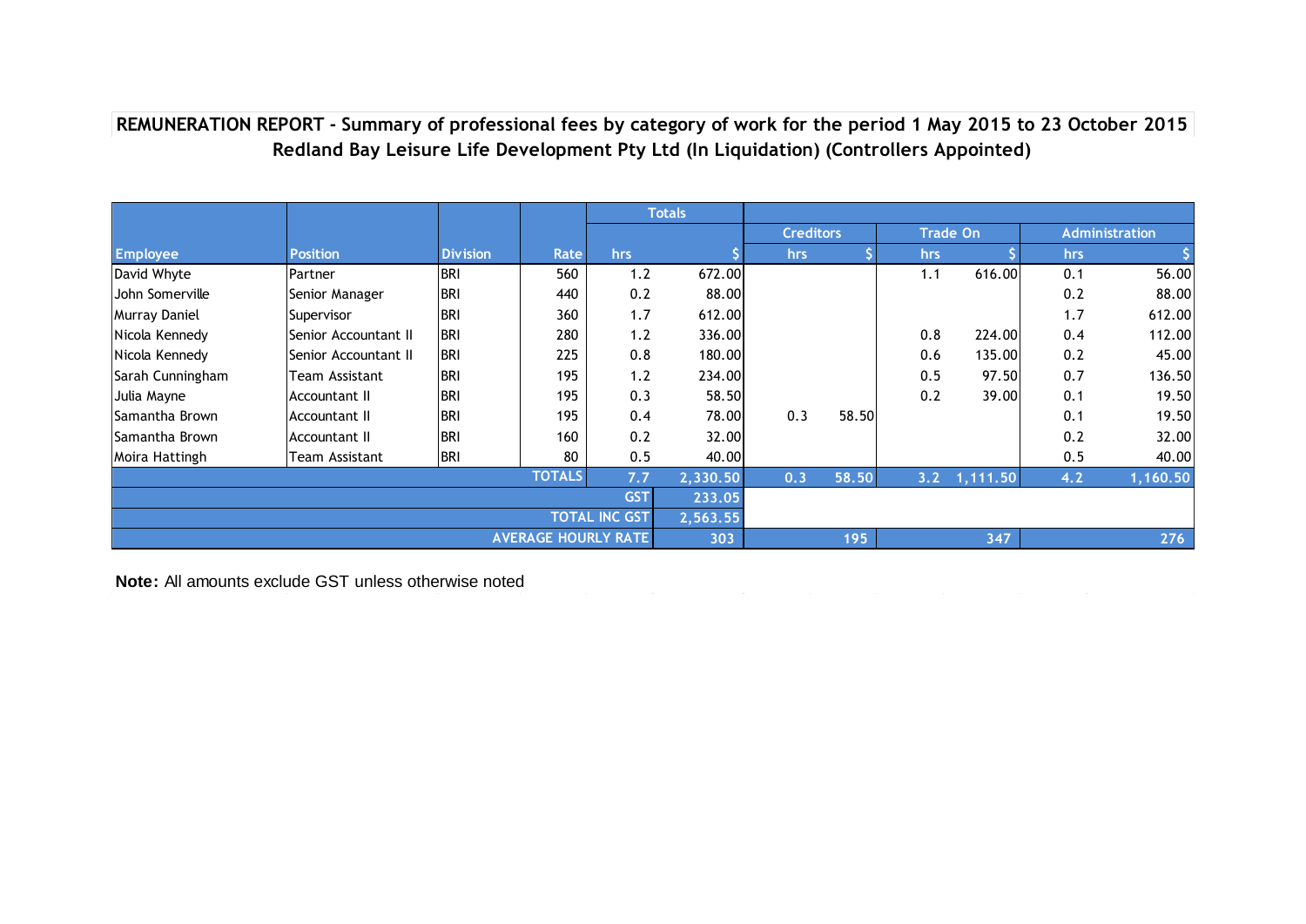**REMUNERATION REPORT - Summary of professional fees by category of work for the period 1 May 2015 to 23 October 2015**

**Redland Bay Leisure Life Development Pty Ltd (In Liquidation) (Controllers Appointed)**

| | | | | Totals | | Creditors | | Trade On | | Administration | |
|---|---|---|---|---|---|---|---|---|---|---|---|
| Employee | Position | Division | Rate | hrs | $ | hrs | $ | hrs | $ | hrs | $ |
| David Whyte | Partner | BRI | 560 | 1.2 | 672.00 | | | 1.1 | 616.00 | 0.1 | 56.00 |
| John Somerville | Senior Manager | BRI | 440 | 0.2 | 88.00 | | | | | 0.2 | 88.00 |
| Murray Daniel | Supervisor | BRI | 360 | 1.7 | 612.00 | | | | | 1.7 | 612.00 |
| Nicola Kennedy | Senior Accountant II | BRI | 280 | 1.2 | 336.00 | | | 0.8 | 224.00 | 0.4 | 112.00 |
| Nicola Kennedy | Senior Accountant II | BRI | 225 | 0.8 | 180.00 | | | 0.6 | 135.00 | 0.2 | 45.00 |
| Sarah Cunningham | Team Assistant | BRI | 195 | 1.2 | 234.00 | | | 0.5 | 97.50 | 0.7 | 136.50 |
| Julia Mayne | Accountant II | BRI | 195 | 0.3 | 58.50 | | | 0.2 | 39.00 | 0.1 | 19.50 |
| Samantha Brown | Accountant II | BRI | 195 | 0.4 | 78.00 | 0.3 | 58.50 | | | 0.1 | 19.50 |
| Samantha Brown | Accountant II | BRI | 160 | 0.2 | 32.00 | | | | | 0.2 | 32.00 |
| Moira Hattingh | Team Assistant | BRI | 80 | 0.5 | 40.00 | | | | | 0.5 | 40.00 |
| | | | TOTALS | 7.7 | 2,330.50 | 0.3 | 58.50 | 3.2 | 1,111.50 | 4.2 | 1,160.50 |
| | | | | GST | 233.05 | | | | | | |
| | | | | TOTAL INC GST | 2,563.55 | | | | | | |
| | | | | AVERAGE HOURLY RATE | 303 | | 195 | | 347 | | 276 |

**Note:** All amounts exclude GST unless otherwise noted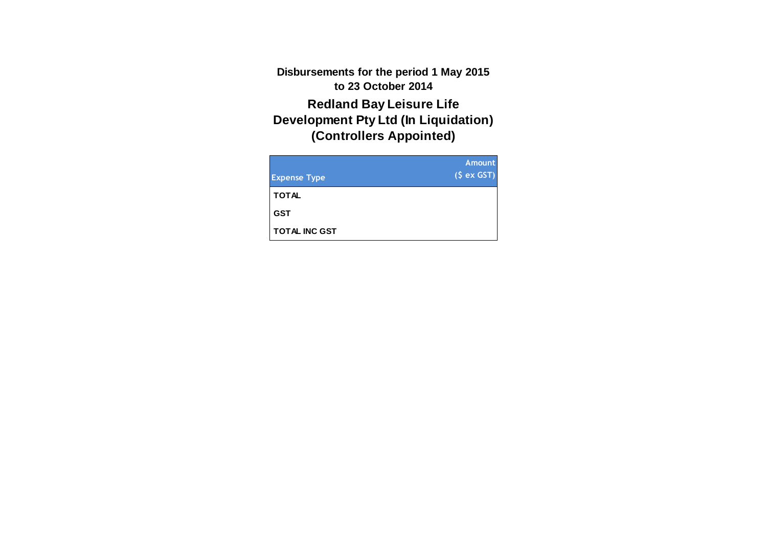**Disbursements for the period 1 May 2015 to 23 October 2014**

## Redland Bay Leisure Life Development Pty Ltd (In Liquidation) (Controllers Appointed)

| Expense Type | Amount ($ ex GST) |
|---|---|
| **TOTAL** | |
| **GST** | |
| **TOTAL INC GST** | |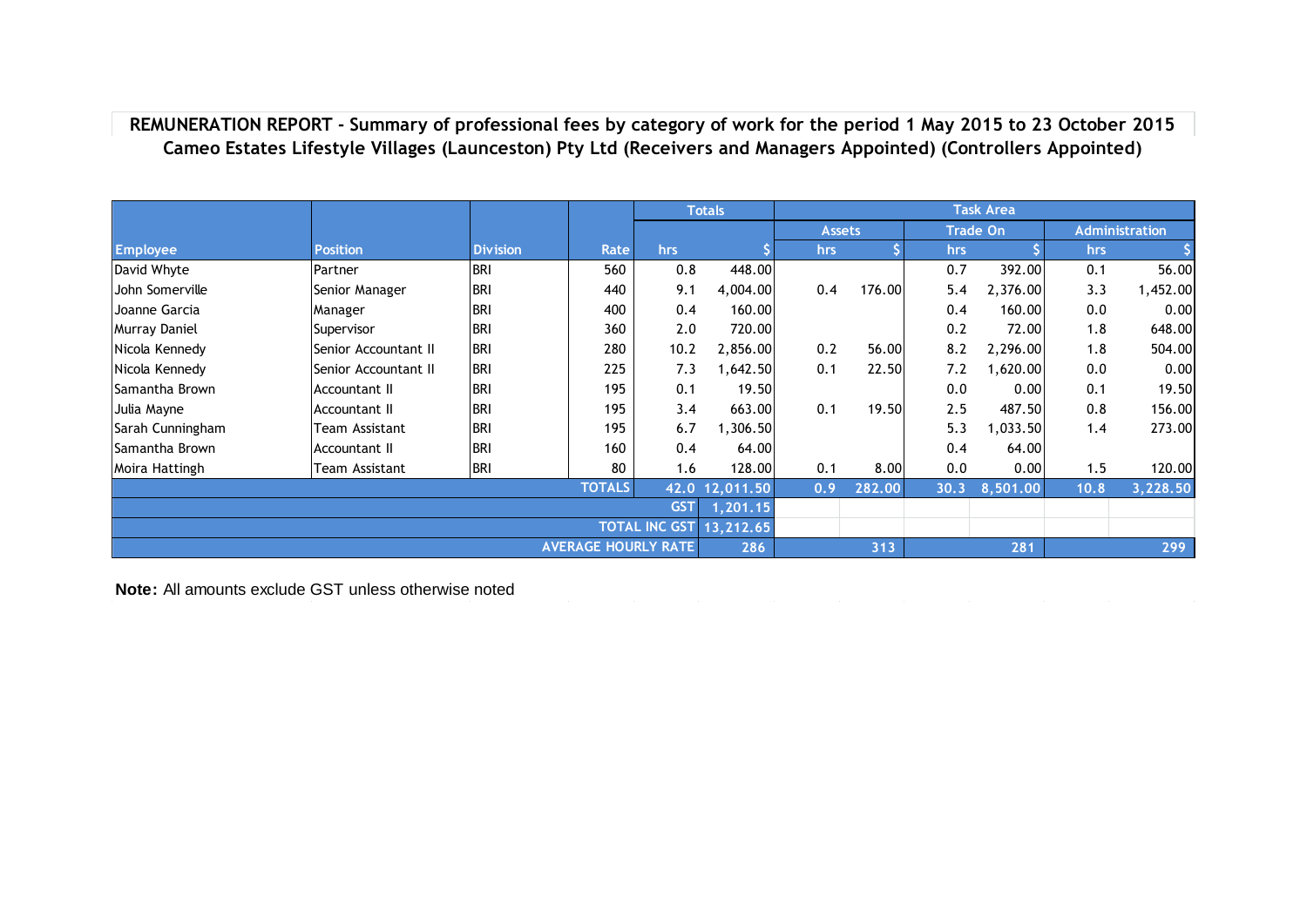**REMUNERATION REPORT - Summary of professional fees by category of work for the period 1 May 2015 to 23 October 2015**
**Cameo Estates Lifestyle Villages (Launceston) Pty Ltd (Receivers and Managers Appointed) (Controllers Appointed)**

| | | | | Totals | | Task Area | | | | | |
|---|---|---|---|---|---|---|---|---|---|---|---|
| | | | | | | Assets | | Trade On | | Administration | |
| Employee | Position | Division | Rate | hrs | $ | hrs | $ | hrs | $ | hrs | $ |
| David Whyte | Partner | BRI | 560 | 0.8 | 448.00 | | | 0.7 | 392.00 | 0.1 | 56.00 |
| John Somerville | Senior Manager | BRI | 440 | 9.1 | 4,004.00 | 0.4 | 176.00 | 5.4 | 2,376.00 | 3.3 | 1,452.00 |
| Joanne Garcia | Manager | BRI | 400 | 0.4 | 160.00 | | | 0.4 | 160.00 | 0.0 | 0.00 |
| Murray Daniel | Supervisor | BRI | 360 | 2.0 | 720.00 | | | 0.2 | 72.00 | 1.8 | 648.00 |
| Nicola Kennedy | Senior Accountant II | BRI | 280 | 10.2 | 2,856.00 | 0.2 | 56.00 | 8.2 | 2,296.00 | 1.8 | 504.00 |
| Nicola Kennedy | Senior Accountant II | BRI | 225 | 7.3 | 1,642.50 | 0.1 | 22.50 | 7.2 | 1,620.00 | 0.0 | 0.00 |
| Samantha Brown | Accountant II | BRI | 195 | 0.1 | 19.50 | | | 0.0 | 0.00 | 0.1 | 19.50 |
| Julia Mayne | Accountant II | BRI | 195 | 3.4 | 663.00 | 0.1 | 19.50 | 2.5 | 487.50 | 0.8 | 156.00 |
| Sarah Cunningham | Team Assistant | BRI | 195 | 6.7 | 1,306.50 | | | 5.3 | 1,033.50 | 1.4 | 273.00 |
| Samantha Brown | Accountant II | BRI | 160 | 0.4 | 64.00 | | | 0.4 | 64.00 | | |
| Moira Hattingh | Team Assistant | BRI | 80 | 1.6 | 128.00 | 0.1 | 8.00 | 0.0 | 0.00 | 1.5 | 120.00 |
| | | | TOTALS | 42.0 | 12,011.50 | 0.9 | 282.00 | 30.3 | 8,501.00 | 10.8 | 3,228.50 |
| | | | | GST | 1,201.15 | | | | | | |
| | | | | TOTAL INC GST | 13,212.65 | | | | | | |
| | | | | AVERAGE HOURLY RATE | 286 | | 313 | | 281 | | 299 |

**Note:** All amounts exclude GST unless otherwise noted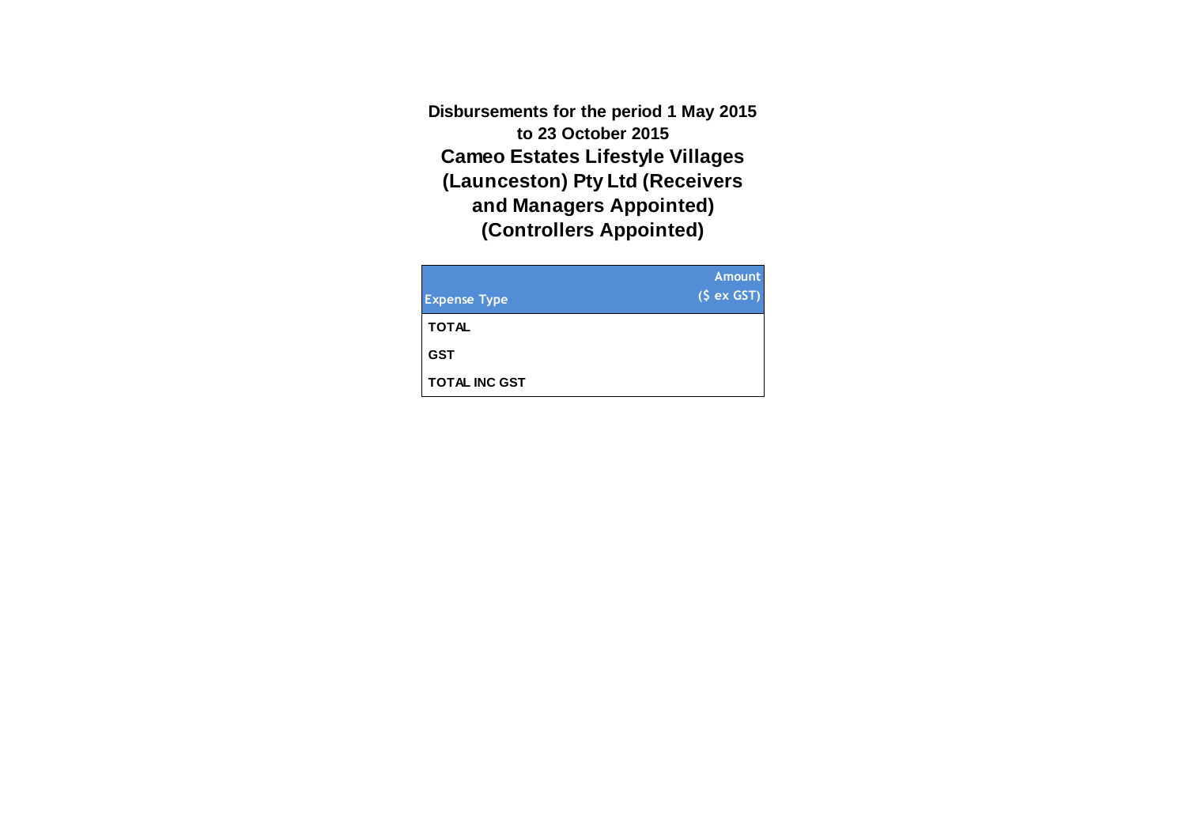**Disbursements for the period 1 May 2015 to 23 October 2015**

**Cameo Estates Lifestyle Villages (Launceston) Pty Ltd (Receivers and Managers Appointed) (Controllers Appointed)**

| Expense Type | Amount ($ ex GST) |
|---|---|
| **TOTAL** | |
| **GST** | |
| **TOTAL INC GST** | |